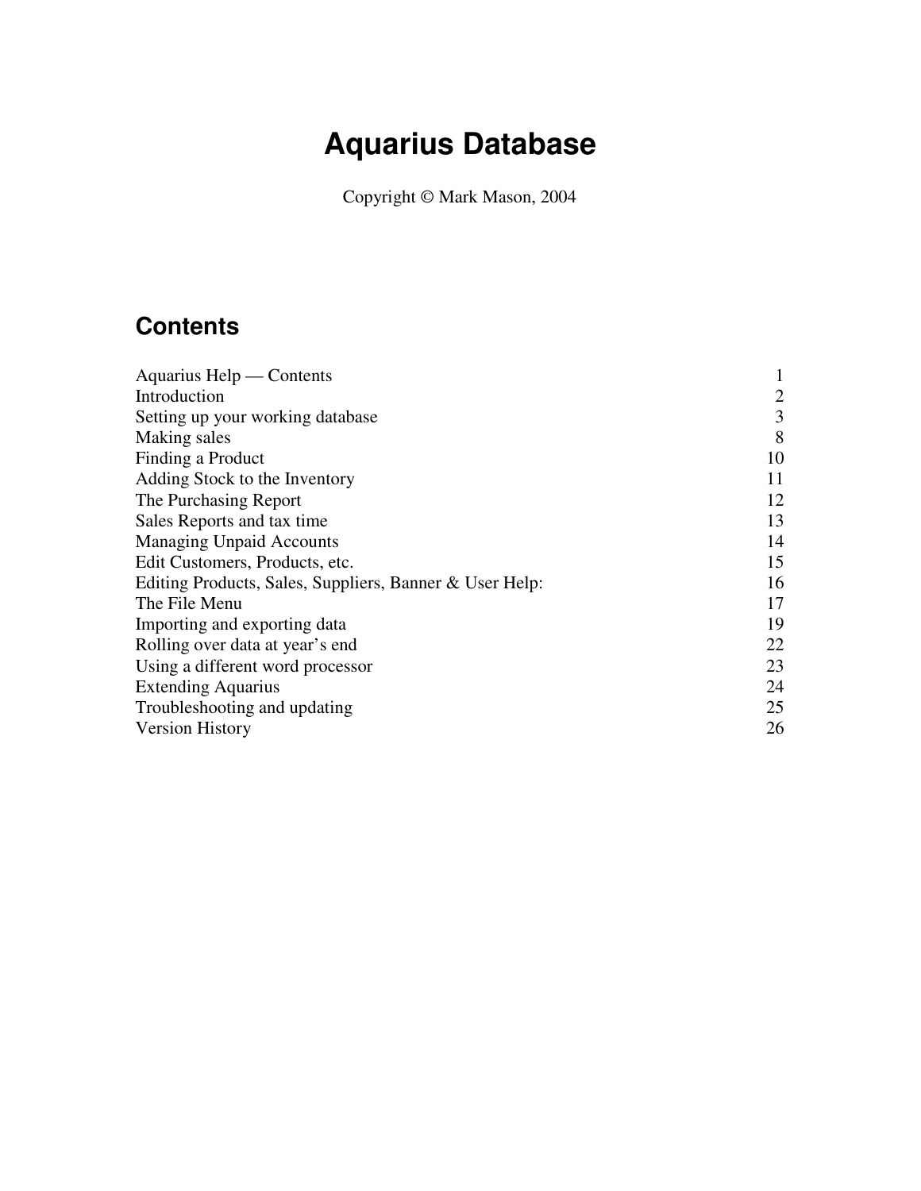# Aquarius Database

Copyright © Mark Mason, 2004

## Contents

| | |
|---|---|
| Aquarius Help — Contents | 1 |
| Introduction | 2 |
| Setting up your working database | 3 |
| Making sales | 8 |
| Finding a Product | 10 |
| Adding Stock to the Inventory | 11 |
| The Purchasing Report | 12 |
| Sales Reports and tax time | 13 |
| Managing Unpaid Accounts | 14 |
| Edit Customers, Products, etc. | 15 |
| Editing Products, Sales, Suppliers, Banner & User Help: | 16 |
| The File Menu | 17 |
| Importing and exporting data | 19 |
| Rolling over data at year's end | 22 |
| Using a different word processor | 23 |
| Extending Aquarius | 24 |
| Troubleshooting and updating | 25 |
| Version History | 26 |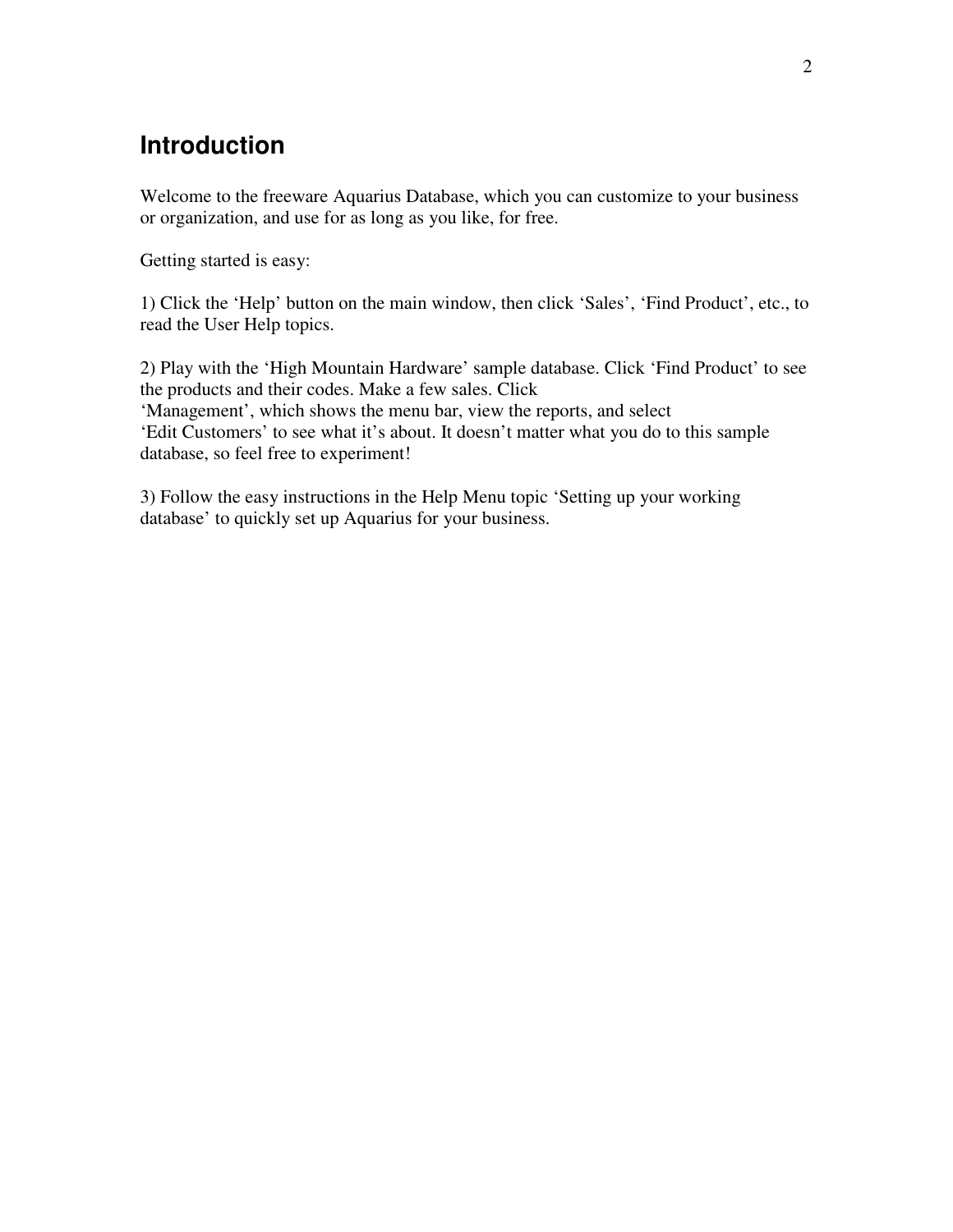## Introduction

Welcome to the freeware Aquarius Database, which you can customize to your business or organization, and use for as long as you like, for free.

Getting started is easy:

1) Click the 'Help' button on the main window, then click 'Sales', 'Find Product', etc., to read the User Help topics.

2) Play with the 'High Mountain Hardware' sample database. Click 'Find Product' to see the products and their codes. Make a few sales. Click 'Management', which shows the menu bar, view the reports, and select 'Edit Customers' to see what it's about. It doesn't matter what you do to this sample database, so feel free to experiment!

3) Follow the easy instructions in the Help Menu topic 'Setting up your working database' to quickly set up Aquarius for your business.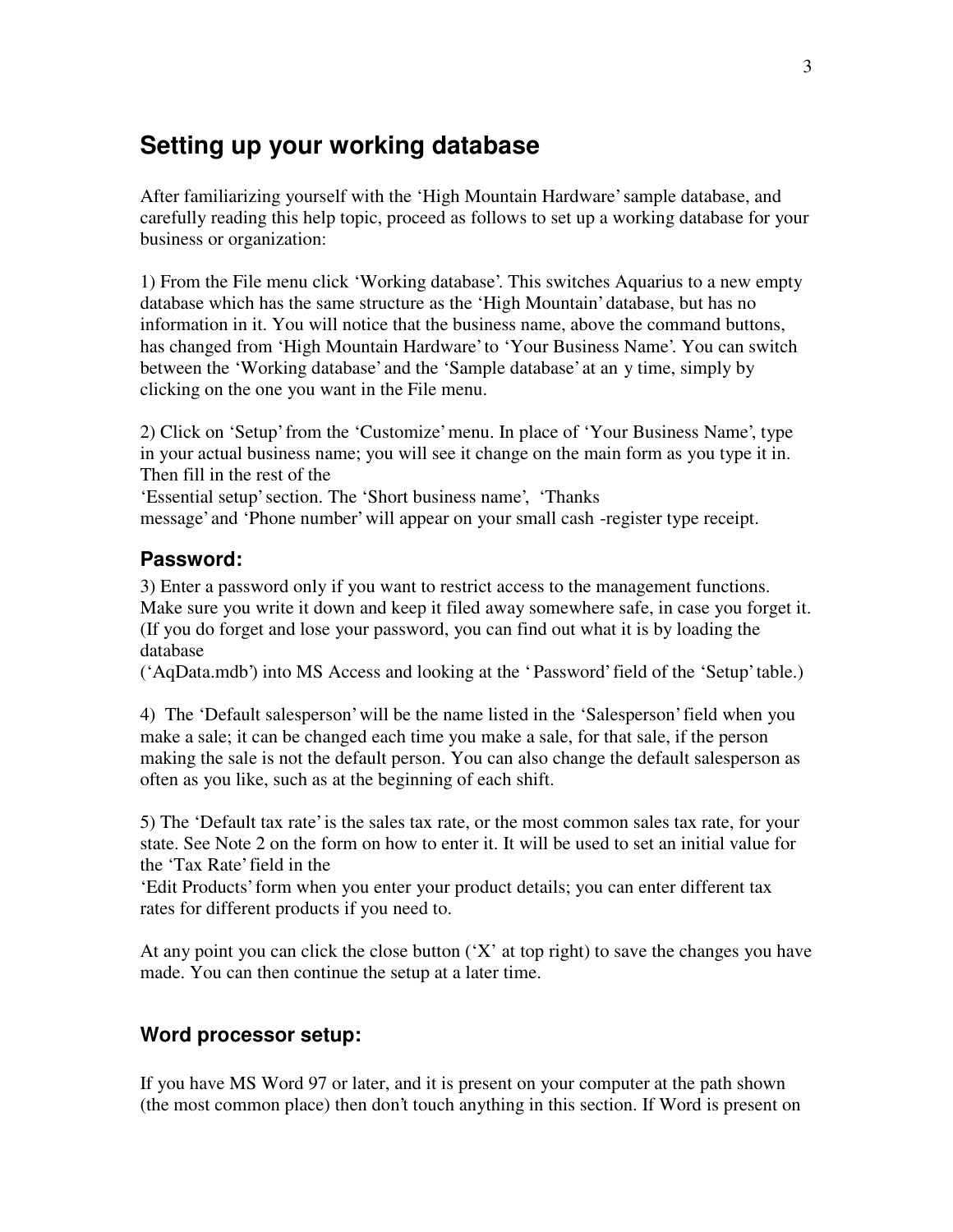## Setting up your working database

After familiarizing yourself with the 'High Mountain Hardware' sample database, and carefully reading this help topic, proceed as follows to set up a working database for your business or organization:

1) From the File menu click 'Working database'. This switches Aquarius to a new empty database which has the same structure as the 'High Mountain' database, but has no information in it. You will notice that the business name, above the command buttons, has changed from 'High Mountain Hardware' to 'Your Business Name'. You can switch between the 'Working database' and the 'Sample database' at an y time, simply by clicking on the one you want in the File menu.

2) Click on 'Setup' from the 'Customize' menu. In place of 'Your Business Name', type in your actual business name; you will see it change on the main form as you type it in. Then fill in the rest of the 'Essential setup' section. The 'Short business name', 'Thanks message' and 'Phone number' will appear on your small cash -register type receipt.

### Password:

3) Enter a password only if you want to restrict access to the management functions. Make sure you write it down and keep it filed away somewhere safe, in case you forget it. (If you do forget and lose your password, you can find out what it is by loading the database ('AqData.mdb') into MS Access and looking at the 'Password' field of the 'Setup' table.)

4) The 'Default salesperson' will be the name listed in the 'Salesperson' field when you make a sale; it can be changed each time you make a sale, for that sale, if the person making the sale is not the default person. You can also change the default salesperson as often as you like, such as at the beginning of each shift.

5) The 'Default tax rate' is the sales tax rate, or the most common sales tax rate, for your state. See Note 2 on the form on how to enter it. It will be used to set an initial value for the 'Tax Rate' field in the 'Edit Products' form when you enter your product details; you can enter different tax rates for different products if you need to.

At any point you can click the close button ('X' at top right) to save the changes you have made. You can then continue the setup at a later time.

### Word processor setup:

If you have MS Word 97 or later, and it is present on your computer at the path shown (the most common place) then don't touch anything in this section. If Word is present on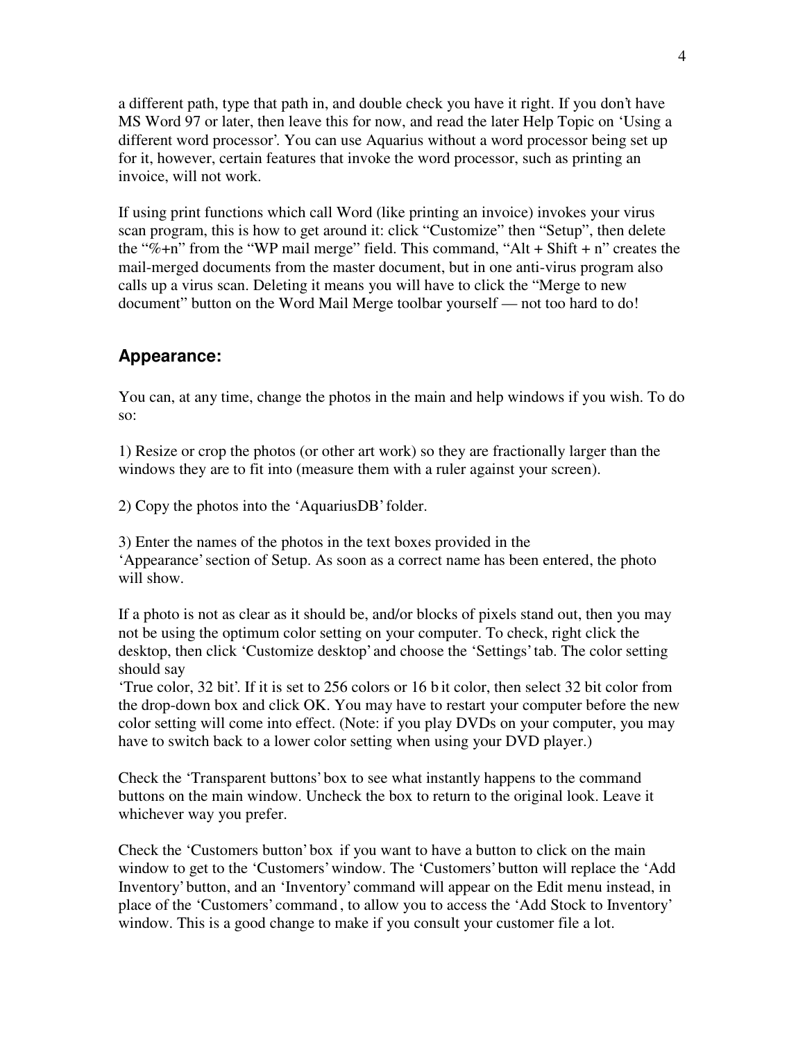a different path, type that path in, and double check you have it right. If you don't have MS Word 97 or later, then leave this for now, and read the later Help Topic on 'Using a different word processor'. You can use Aquarius without a word processor being set up for it, however, certain features that invoke the word processor, such as printing an invoice, will not work.

If using print functions which call Word (like printing an invoice) invokes your virus scan program, this is how to get around it: click "Customize" then "Setup", then delete the "%+n" from the "WP mail merge" field. This command, "Alt + Shift + n" creates the mail-merged documents from the master document, but in one anti-virus program also calls up a virus scan. Deleting it means you will have to click the "Merge to new document" button on the Word Mail Merge toolbar yourself — not too hard to do!

## Appearance:

You can, at any time, change the photos in the main and help windows if you wish. To do so:

1) Resize or crop the photos (or other art work) so they are fractionally larger than the windows they are to fit into (measure them with a ruler against your screen).

2) Copy the photos into the 'AquariusDB' folder.

3) Enter the names of the photos in the text boxes provided in the 'Appearance' section of Setup. As soon as a correct name has been entered, the photo will show.

If a photo is not as clear as it should be, and/or blocks of pixels stand out, then you may not be using the optimum color setting on your computer. To check, right click the desktop, then click 'Customize desktop' and choose the 'Settings' tab. The color setting should say 'True color, 32 bit'. If it is set to 256 colors or 16 bit color, then select 32 bit color from the drop-down box and click OK. You may have to restart your computer before the new color setting will come into effect. (Note: if you play DVDs on your computer, you may have to switch back to a lower color setting when using your DVD player.)

Check the 'Transparent buttons' box to see what instantly happens to the command buttons on the main window. Uncheck the box to return to the original look. Leave it whichever way you prefer.

Check the 'Customers button' box if you want to have a button to click on the main window to get to the 'Customers' window. The 'Customers' button will replace the 'Add Inventory' button, and an 'Inventory' command will appear on the Edit menu instead, in place of the 'Customers' command, to allow you to access the 'Add Stock to Inventory' window. This is a good change to make if you consult your customer file a lot.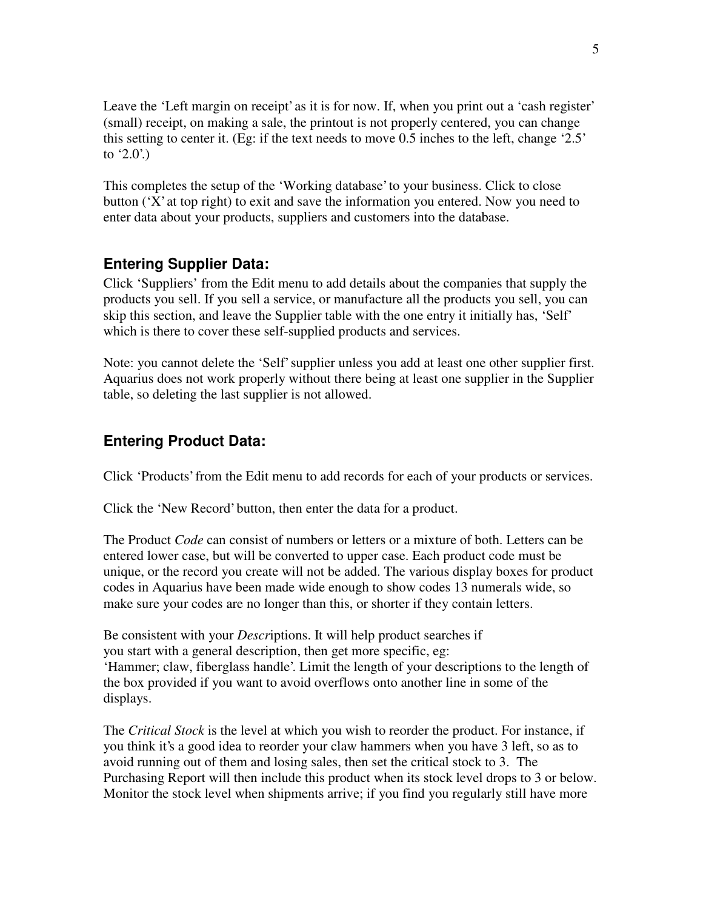Leave the 'Left margin on receipt' as it is for now. If, when you print out a 'cash register' (small) receipt, on making a sale, the printout is not properly centered, you can change this setting to center it. (Eg: if the text needs to move 0.5 inches to the left, change '2.5' to '2.0'.)

This completes the setup of the 'Working database' to your business. Click to close button ('X' at top right) to exit and save the information you entered. Now you need to enter data about your products, suppliers and customers into the database.

### Entering Supplier Data:

Click 'Suppliers' from the Edit menu to add details about the companies that supply the products you sell. If you sell a service, or manufacture all the products you sell, you can skip this section, and leave the Supplier table with the one entry it initially has, 'Self' which is there to cover these self-supplied products and services.

Note: you cannot delete the 'Self' supplier unless you add at least one other supplier first. Aquarius does not work properly without there being at least one supplier in the Supplier table, so deleting the last supplier is not allowed.

### Entering Product Data:

Click 'Products' from the Edit menu to add records for each of your products or services.

Click the 'New Record' button, then enter the data for a product.

The Product *Code* can consist of numbers or letters or a mixture of both. Letters can be entered lower case, but will be converted to upper case. Each product code must be unique, or the record you create will not be added. The various display boxes for product codes in Aquarius have been made wide enough to show codes 13 numerals wide, so make sure your codes are no longer than this, or shorter if they contain letters.

Be consistent with your *Descr*iptions. It will help product searches if you start with a general description, then get more specific, eg: 'Hammer; claw, fiberglass handle'. Limit the length of your descriptions to the length of the box provided if you want to avoid overflows onto another line in some of the displays.

The *Critical Stock* is the level at which you wish to reorder the product. For instance, if you think it's a good idea to reorder your claw hammers when you have 3 left, so as to avoid running out of them and losing sales, then set the critical stock to 3. The Purchasing Report will then include this product when its stock level drops to 3 or below. Monitor the stock level when shipments arrive; if you find you regularly still have more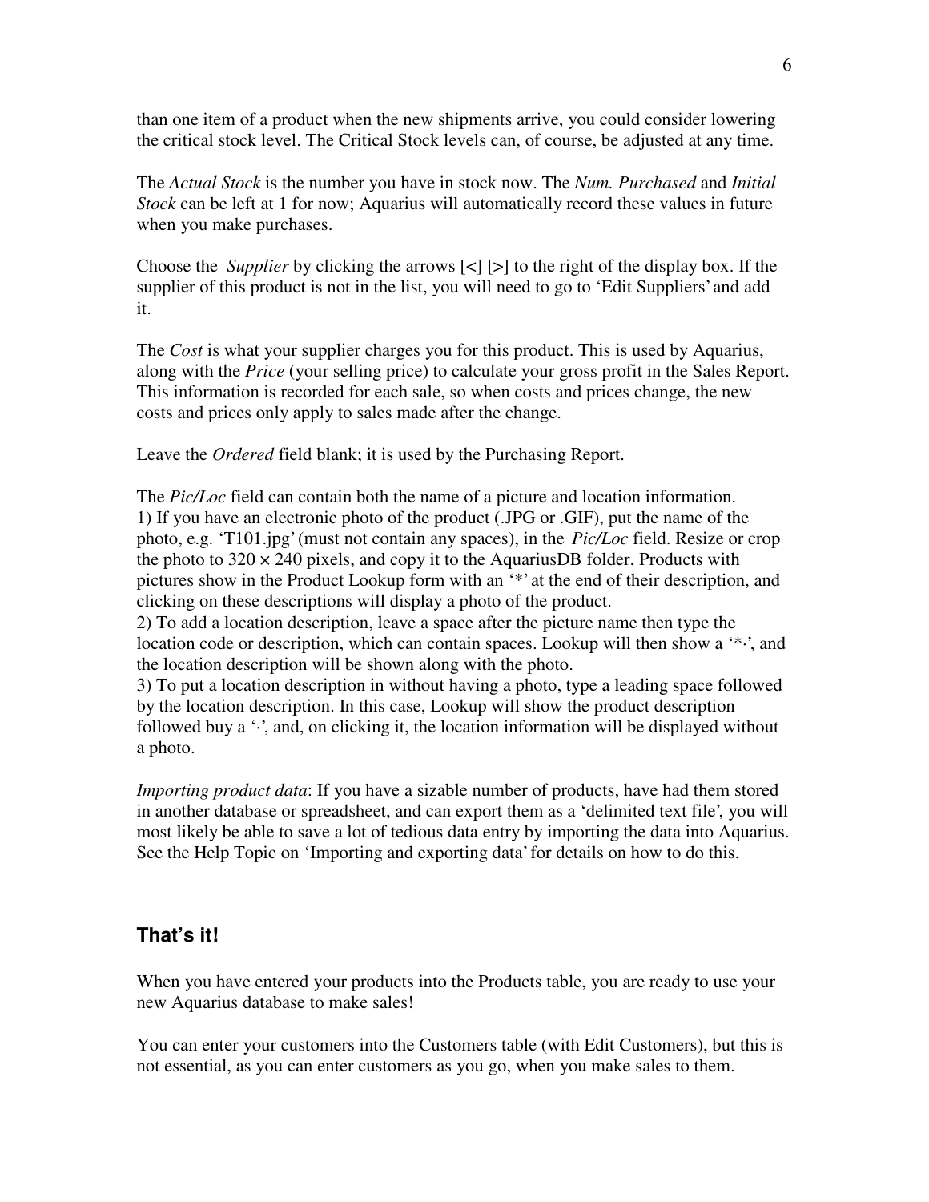than one item of a product when the new shipments arrive, you could consider lowering the critical stock level. The Critical Stock levels can, of course, be adjusted at any time.

The *Actual Stock* is the number you have in stock now. The *Num. Purchased* and *Initial Stock* can be left at 1 for now; Aquarius will automatically record these values in future when you make purchases.

Choose the *Supplier* by clicking the arrows [<] [>] to the right of the display box. If the supplier of this product is not in the list, you will need to go to 'Edit Suppliers' and add it.

The *Cost* is what your supplier charges you for this product. This is used by Aquarius, along with the *Price* (your selling price) to calculate your gross profit in the Sales Report. This information is recorded for each sale, so when costs and prices change, the new costs and prices only apply to sales made after the change.

Leave the *Ordered* field blank; it is used by the Purchasing Report.

The *Pic/Loc* field can contain both the name of a picture and location information.
1) If you have an electronic photo of the product (.JPG or .GIF), put the name of the photo, e.g. 'T101.jpg' (must not contain any spaces), in the *Pic/Loc* field. Resize or crop the photo to 320 × 240 pixels, and copy it to the AquariusDB folder. Products with pictures show in the Product Lookup form with an '*' at the end of their description, and clicking on these descriptions will display a photo of the product.
2) To add a location description, leave a space after the picture name then type the location code or description, which can contain spaces. Lookup will then show a '*·', and the location description will be shown along with the photo.
3) To put a location description in without having a photo, type a leading space followed by the location description. In this case, Lookup will show the product description followed buy a '·', and, on clicking it, the location information will be displayed without a photo.

*Importing product data*: If you have a sizable number of products, have had them stored in another database or spreadsheet, and can export them as a 'delimited text file', you will most likely be able to save a lot of tedious data entry by importing the data into Aquarius. See the Help Topic on 'Importing and exporting data' for details on how to do this.

## That's it!

When you have entered your products into the Products table, you are ready to use your new Aquarius database to make sales!

You can enter your customers into the Customers table (with Edit Customers), but this is not essential, as you can enter customers as you go, when you make sales to them.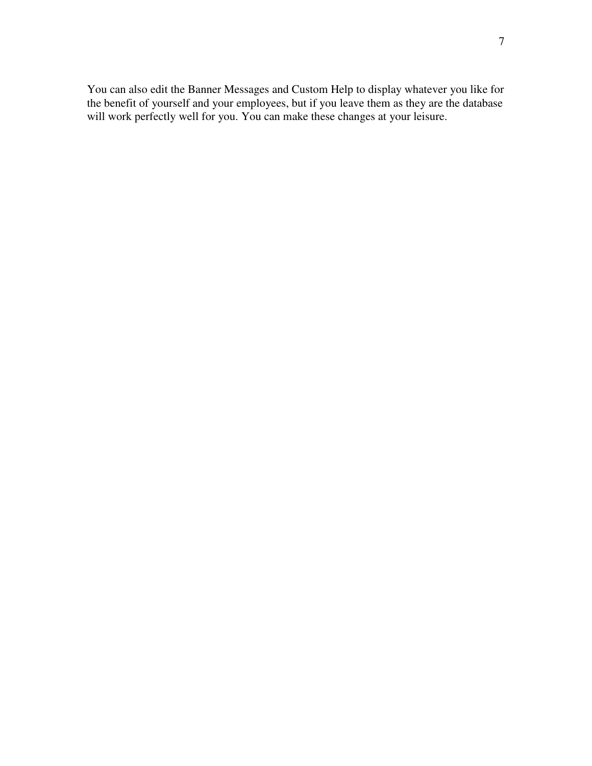You can also edit the Banner Messages and Custom Help to display whatever you like for the benefit of yourself and your employees, but if you leave them as they are the database will work perfectly well for you. You can make these changes at your leisure.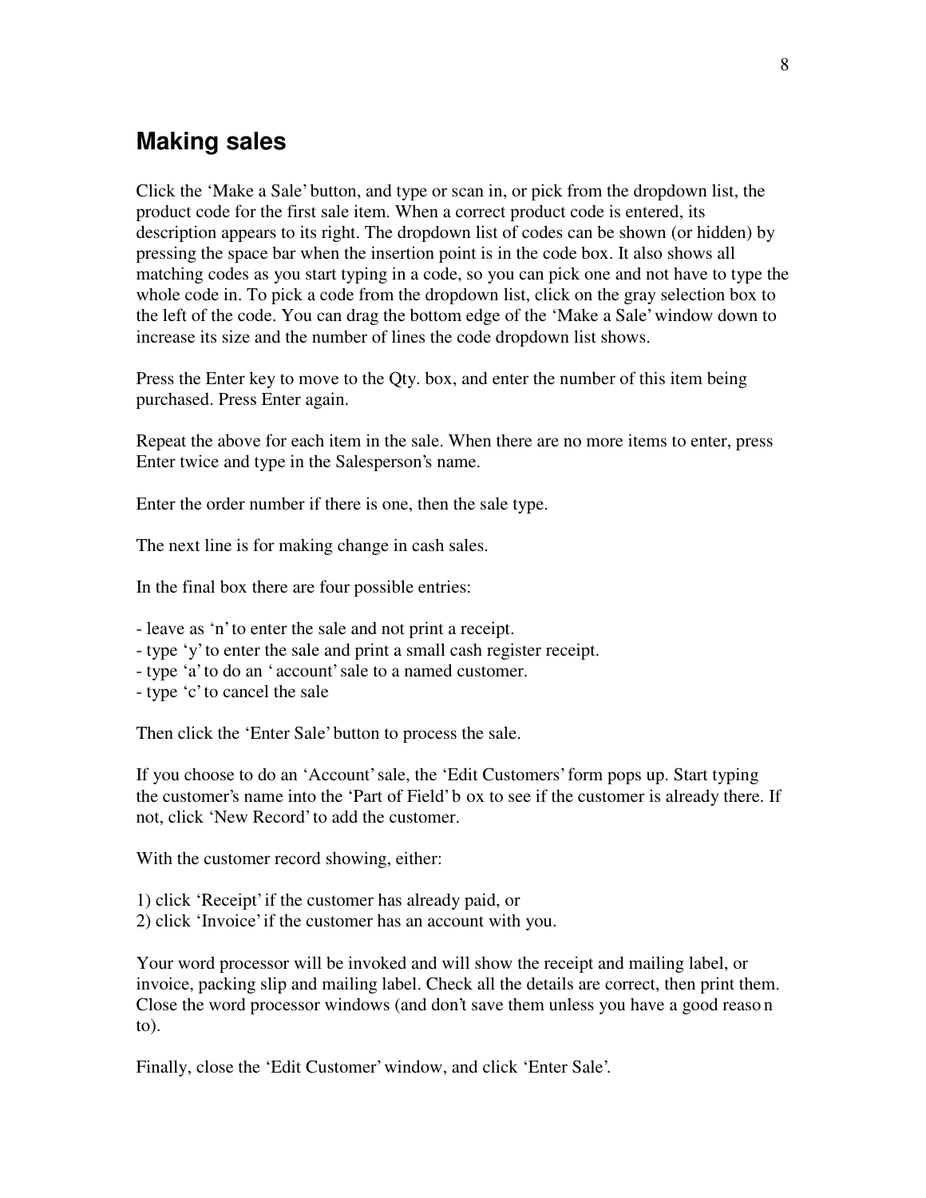## Making sales

Click the 'Make a Sale' button, and type or scan in, or pick from the dropdown list, the product code for the first sale item. When a correct product code is entered, its description appears to its right. The dropdown list of codes can be shown (or hidden) by pressing the space bar when the insertion point is in the code box. It also shows all matching codes as you start typing in a code, so you can pick one and not have to type the whole code in. To pick a code from the dropdown list, click on the gray selection box to the left of the code. You can drag the bottom edge of the 'Make a Sale' window down to increase its size and the number of lines the code dropdown list shows.

Press the Enter key to move to the Qty. box, and enter the number of this item being purchased. Press Enter again.

Repeat the above for each item in the sale. When there are no more items to enter, press Enter twice and type in the Salesperson's name.

Enter the order number if there is one, then the sale type.

The next line is for making change in cash sales.

In the final box there are four possible entries:

- leave as 'n' to enter the sale and not print a receipt.
- type 'y' to enter the sale and print a small cash register receipt.
- type 'a' to do an ' account' sale to a named customer.
- type 'c' to cancel the sale

Then click the 'Enter Sale' button to process the sale.

If you choose to do an 'Account' sale, the 'Edit Customers' form pops up. Start typing the customer's name into the 'Part of Field' box to see if the customer is already there. If not, click 'New Record' to add the customer.

With the customer record showing, either:

1) click 'Receipt' if the customer has already paid, or
2) click 'Invoice' if the customer has an account with you.

Your word processor will be invoked and will show the receipt and mailing label, or invoice, packing slip and mailing label. Check all the details are correct, then print them. Close the word processor windows (and don't save them unless you have a good reason to).

Finally, close the 'Edit Customer' window, and click 'Enter Sale'.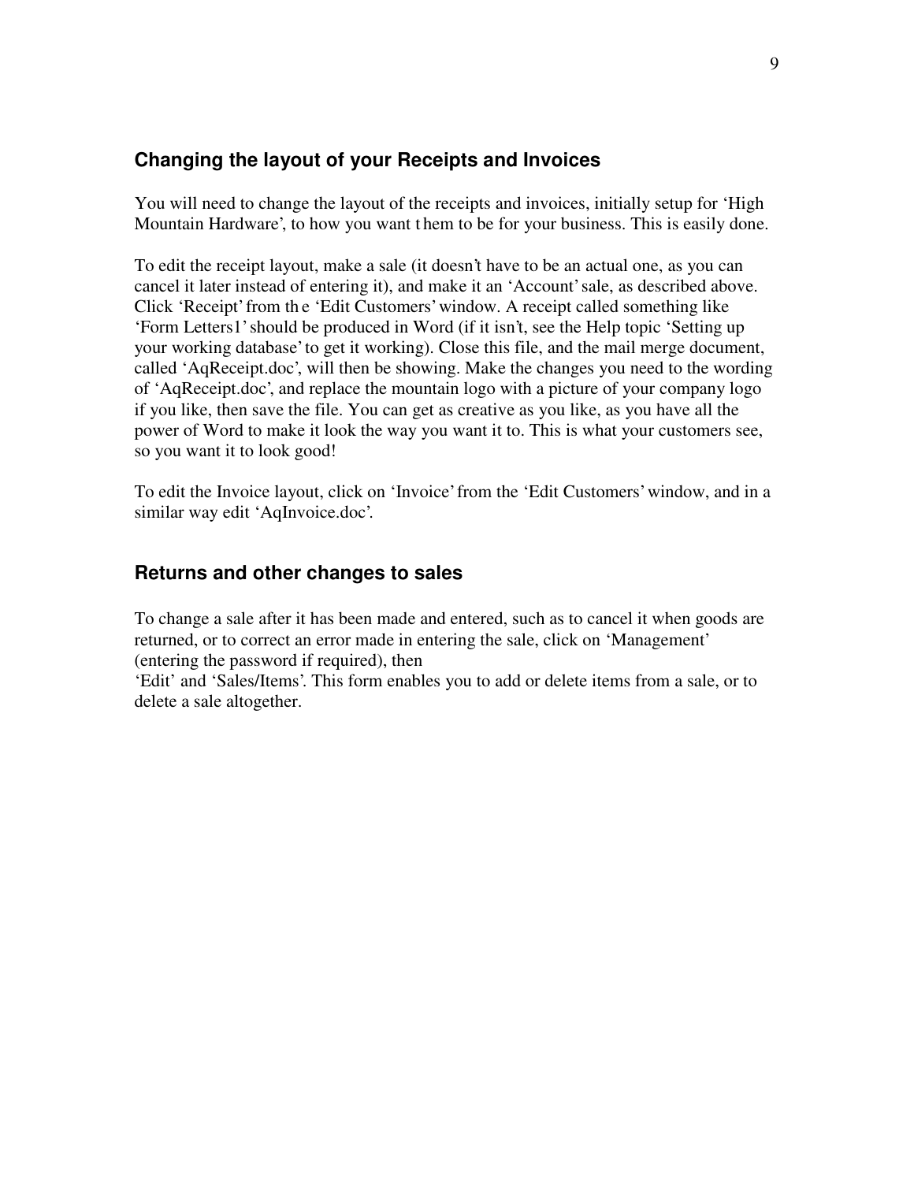## Changing the layout of your Receipts and Invoices

You will need to change the layout of the receipts and invoices, initially setup for 'High Mountain Hardware', to how you want them to be for your business. This is easily done.

To edit the receipt layout, make a sale (it doesn't have to be an actual one, as you can cancel it later instead of entering it), and make it an 'Account' sale, as described above. Click 'Receipt' from the 'Edit Customers' window. A receipt called something like 'Form Letters1' should be produced in Word (if it isn't, see the Help topic 'Setting up your working database' to get it working). Close this file, and the mail merge document, called 'AqReceipt.doc', will then be showing. Make the changes you need to the wording of 'AqReceipt.doc', and replace the mountain logo with a picture of your company logo if you like, then save the file. You can get as creative as you like, as you have all the power of Word to make it look the way you want it to. This is what your customers see, so you want it to look good!

To edit the Invoice layout, click on 'Invoice' from the 'Edit Customers' window, and in a similar way edit 'AqInvoice.doc'.

## Returns and other changes to sales

To change a sale after it has been made and entered, such as to cancel it when goods are returned, or to correct an error made in entering the sale, click on 'Management' (entering the password if required), then 'Edit' and 'Sales/Items'. This form enables you to add or delete items from a sale, or to delete a sale altogether.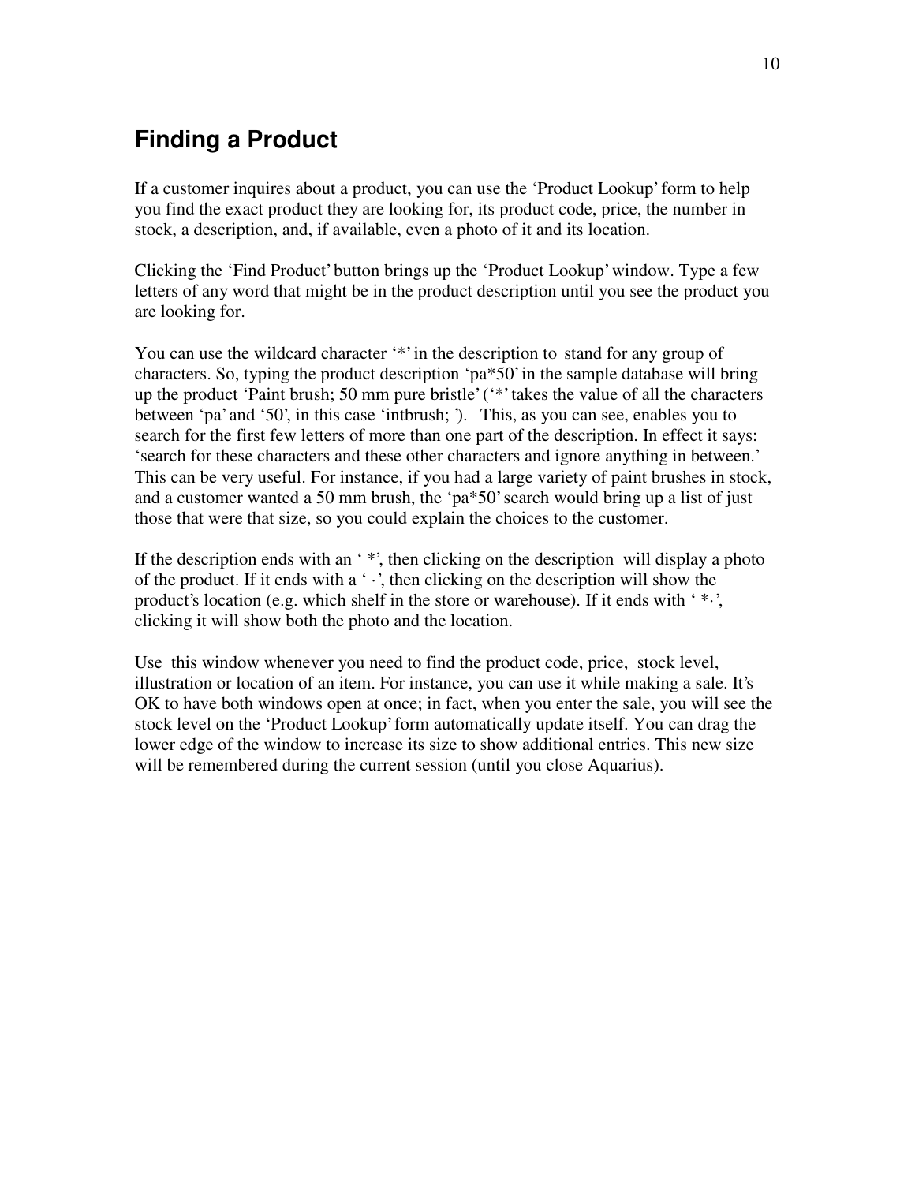## Finding a Product

If a customer inquires about a product, you can use the 'Product Lookup' form to help you find the exact product they are looking for, its product code, price, the number in stock, a description, and, if available, even a photo of it and its location.

Clicking the 'Find Product' button brings up the 'Product Lookup' window. Type a few letters of any word that might be in the product description until you see the product you are looking for.

You can use the wildcard character '*' in the description to stand for any group of characters. So, typing the product description 'pa*50' in the sample database will bring up the product 'Paint brush; 50 mm pure bristle' ('*' takes the value of all the characters between 'pa' and '50', in this case 'intbrush; '). This, as you can see, enables you to search for the first few letters of more than one part of the description. In effect it says: 'search for these characters and these other characters and ignore anything in between.' This can be very useful. For instance, if you had a large variety of paint brushes in stock, and a customer wanted a 50 mm brush, the 'pa*50' search would bring up a list of just those that were that size, so you could explain the choices to the customer.

If the description ends with an ' *', then clicking on the description will display a photo of the product. If it ends with a ' ·', then clicking on the description will show the product's location (e.g. which shelf in the store or warehouse). If it ends with ' *·', clicking it will show both the photo and the location.

Use this window whenever you need to find the product code, price, stock level, illustration or location of an item. For instance, you can use it while making a sale. It's OK to have both windows open at once; in fact, when you enter the sale, you will see the stock level on the 'Product Lookup' form automatically update itself. You can drag the lower edge of the window to increase its size to show additional entries. This new size will be remembered during the current session (until you close Aquarius).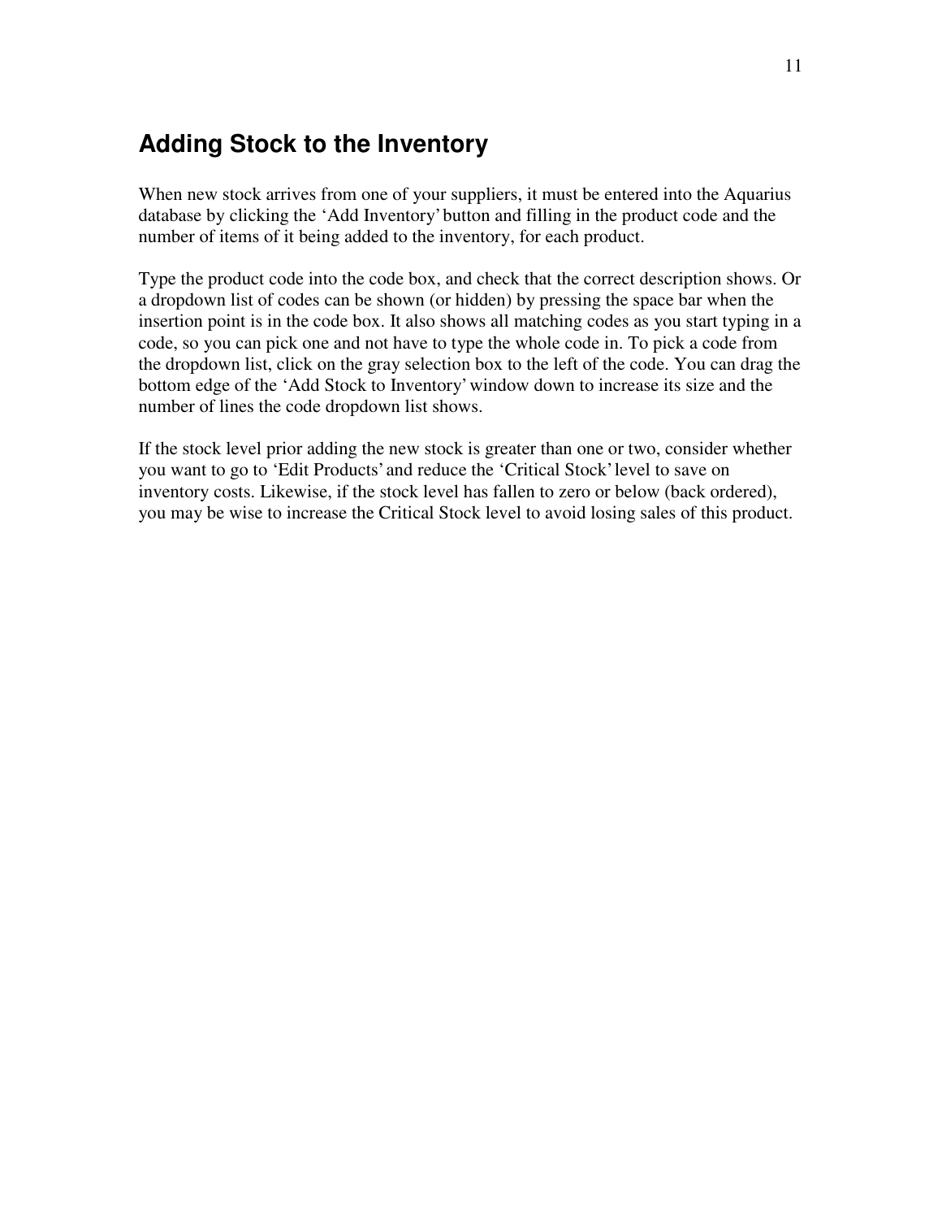## Adding Stock to the Inventory

When new stock arrives from one of your suppliers, it must be entered into the Aquarius database by clicking the 'Add Inventory' button and filling in the product code and the number of items of it being added to the inventory, for each product.

Type the product code into the code box, and check that the correct description shows. Or a dropdown list of codes can be shown (or hidden) by pressing the space bar when the insertion point is in the code box. It also shows all matching codes as you start typing in a code, so you can pick one and not have to type the whole code in. To pick a code from the dropdown list, click on the gray selection box to the left of the code. You can drag the bottom edge of the 'Add Stock to Inventory' window down to increase its size and the number of lines the code dropdown list shows.

If the stock level prior adding the new stock is greater than one or two, consider whether you want to go to 'Edit Products' and reduce the 'Critical Stock' level to save on inventory costs. Likewise, if the stock level has fallen to zero or below (back ordered), you may be wise to increase the Critical Stock level to avoid losing sales of this product.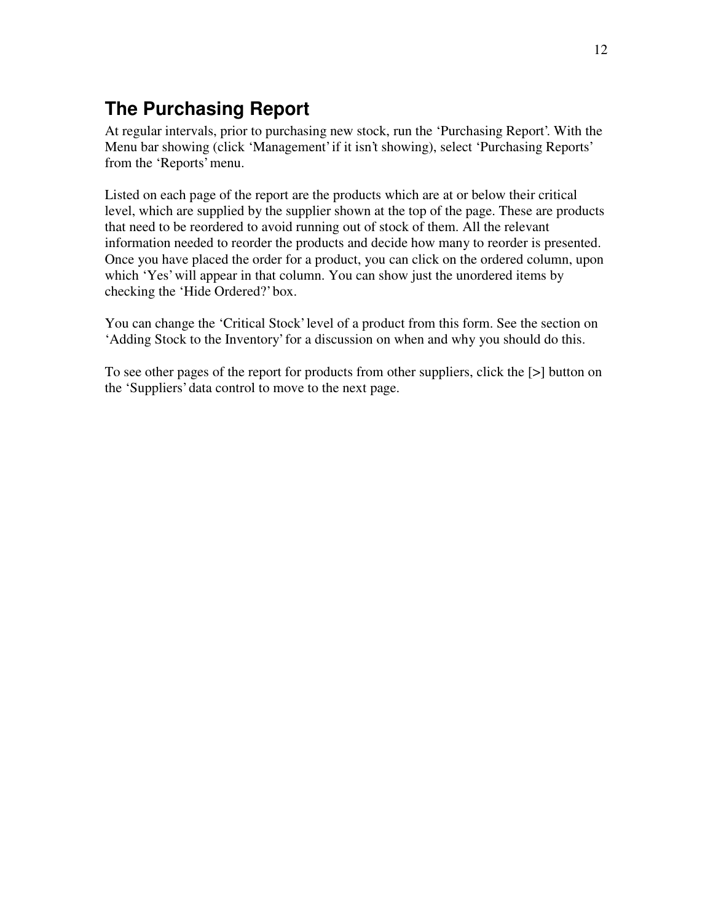## The Purchasing Report

At regular intervals, prior to purchasing new stock, run the 'Purchasing Report'. With the Menu bar showing (click 'Management' if it isn't showing), select 'Purchasing Reports' from the 'Reports' menu.

Listed on each page of the report are the products which are at or below their critical level, which are supplied by the supplier shown at the top of the page. These are products that need to be reordered to avoid running out of stock of them. All the relevant information needed to reorder the products and decide how many to reorder is presented. Once you have placed the order for a product, you can click on the ordered column, upon which 'Yes' will appear in that column. You can show just the unordered items by checking the 'Hide Ordered?' box.

You can change the 'Critical Stock' level of a product from this form. See the section on 'Adding Stock to the Inventory' for a discussion on when and why you should do this.

To see other pages of the report for products from other suppliers, click the [>] button on the 'Suppliers' data control to move to the next page.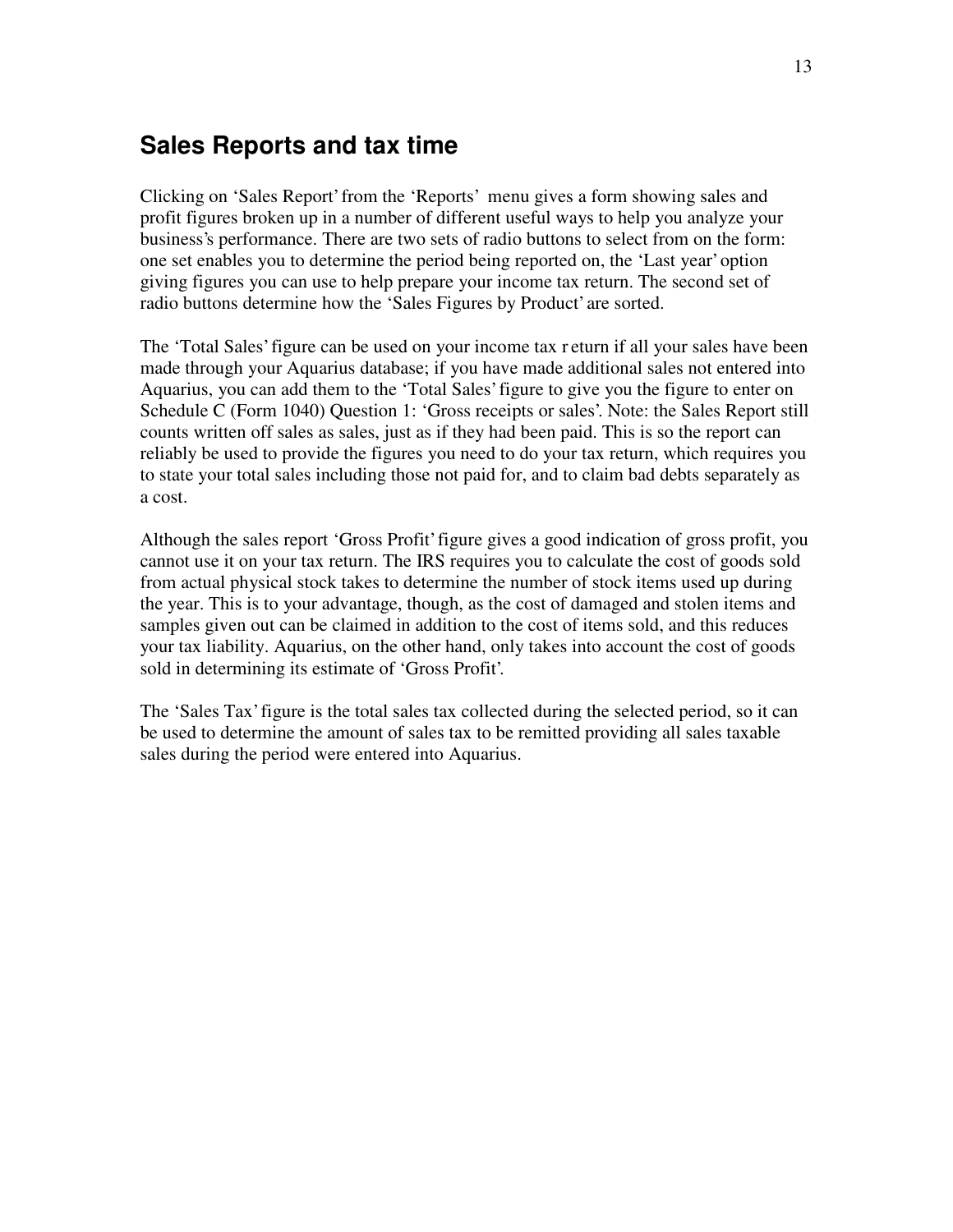## Sales Reports and tax time

Clicking on 'Sales Report' from the 'Reports' menu gives a form showing sales and profit figures broken up in a number of different useful ways to help you analyze your business's performance. There are two sets of radio buttons to select from on the form: one set enables you to determine the period being reported on, the 'Last year' option giving figures you can use to help prepare your income tax return. The second set of radio buttons determine how the 'Sales Figures by Product' are sorted.

The 'Total Sales' figure can be used on your income tax return if all your sales have been made through your Aquarius database; if you have made additional sales not entered into Aquarius, you can add them to the 'Total Sales' figure to give you the figure to enter on Schedule C (Form 1040) Question 1: 'Gross receipts or sales'. Note: the Sales Report still counts written off sales as sales, just as if they had been paid. This is so the report can reliably be used to provide the figures you need to do your tax return, which requires you to state your total sales including those not paid for, and to claim bad debts separately as a cost.

Although the sales report 'Gross Profit' figure gives a good indication of gross profit, you cannot use it on your tax return. The IRS requires you to calculate the cost of goods sold from actual physical stock takes to determine the number of stock items used up during the year. This is to your advantage, though, as the cost of damaged and stolen items and samples given out can be claimed in addition to the cost of items sold, and this reduces your tax liability. Aquarius, on the other hand, only takes into account the cost of goods sold in determining its estimate of 'Gross Profit'.

The 'Sales Tax' figure is the total sales tax collected during the selected period, so it can be used to determine the amount of sales tax to be remitted providing all sales taxable sales during the period were entered into Aquarius.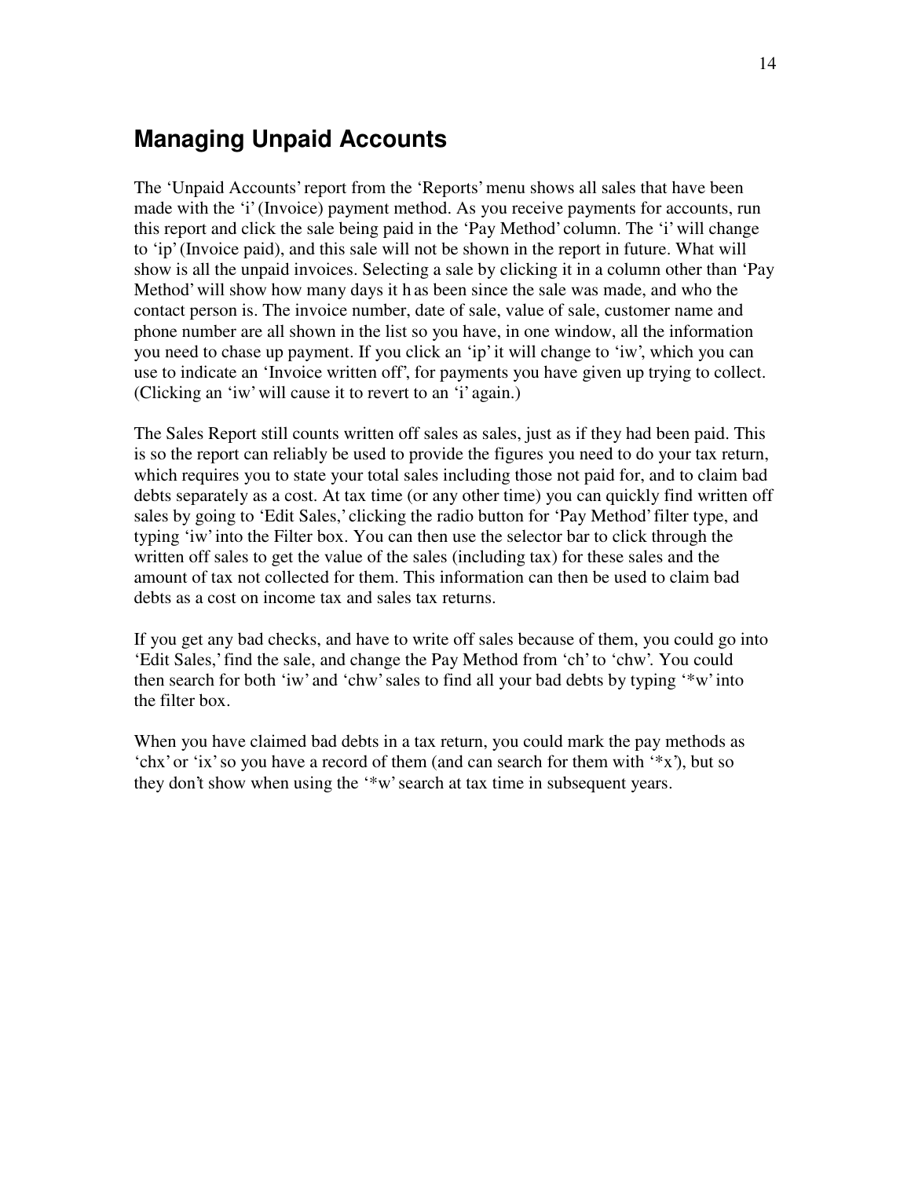## Managing Unpaid Accounts

The 'Unpaid Accounts' report from the 'Reports' menu shows all sales that have been made with the 'i' (Invoice) payment method. As you receive payments for accounts, run this report and click the sale being paid in the 'Pay Method' column. The 'i' will change to 'ip' (Invoice paid), and this sale will not be shown in the report in future. What will show is all the unpaid invoices. Selecting a sale by clicking it in a column other than 'Pay Method' will show how many days it has been since the sale was made, and who the contact person is. The invoice number, date of sale, value of sale, customer name and phone number are all shown in the list so you have, in one window, all the information you need to chase up payment. If you click an 'ip' it will change to 'iw', which you can use to indicate an 'Invoice written off', for payments you have given up trying to collect. (Clicking an 'iw' will cause it to revert to an 'i' again.)

The Sales Report still counts written off sales as sales, just as if they had been paid. This is so the report can reliably be used to provide the figures you need to do your tax return, which requires you to state your total sales including those not paid for, and to claim bad debts separately as a cost. At tax time (or any other time) you can quickly find written off sales by going to 'Edit Sales,' clicking the radio button for 'Pay Method' filter type, and typing 'iw' into the Filter box. You can then use the selector bar to click through the written off sales to get the value of the sales (including tax) for these sales and the amount of tax not collected for them. This information can then be used to claim bad debts as a cost on income tax and sales tax returns.

If you get any bad checks, and have to write off sales because of them, you could go into 'Edit Sales,' find the sale, and change the Pay Method from 'ch' to 'chw'. You could then search for both 'iw' and 'chw' sales to find all your bad debts by typing '*w' into the filter box.

When you have claimed bad debts in a tax return, you could mark the pay methods as 'chx' or 'ix' so you have a record of them (and can search for them with '*x'), but so they don't show when using the '*w' search at tax time in subsequent years.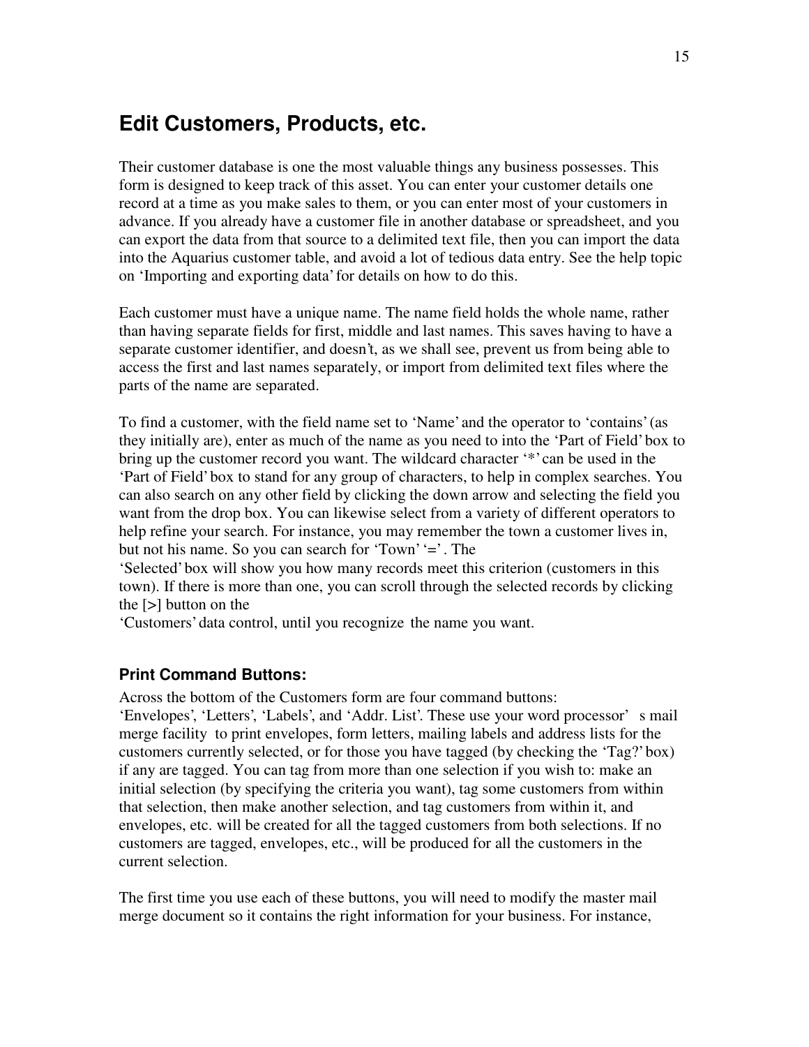# Edit Customers, Products, etc.

Their customer database is one the most valuable things any business possesses. This form is designed to keep track of this asset. You can enter your customer details one record at a time as you make sales to them, or you can enter most of your customers in advance. If you already have a customer file in another database or spreadsheet, and you can export the data from that source to a delimited text file, then you can import the data into the Aquarius customer table, and avoid a lot of tedious data entry. See the help topic on 'Importing and exporting data' for details on how to do this.

Each customer must have a unique name. The name field holds the whole name, rather than having separate fields for first, middle and last names. This saves having to have a separate customer identifier, and doesn't, as we shall see, prevent us from being able to access the first and last names separately, or import from delimited text files where the parts of the name are separated.

To find a customer, with the field name set to 'Name' and the operator to 'contains' (as they initially are), enter as much of the name as you need to into the 'Part of Field' box to bring up the customer record you want. The wildcard character '*' can be used in the 'Part of Field' box to stand for any group of characters, to help in complex searches. You can also search on any other field by clicking the down arrow and selecting the field you want from the drop box. You can likewise select from a variety of different operators to help refine your search. For instance, you may remember the town a customer lives in, but not his name. So you can search for 'Town' '='. The 'Selected' box will show you how many records meet this criterion (customers in this town). If there is more than one, you can scroll through the selected records by clicking the [>] button on the 'Customers' data control, until you recognize the name you want.

### Print Command Buttons:

Across the bottom of the Customers form are four command buttons: 'Envelopes', 'Letters', 'Labels', and 'Addr. List'. These use your word processor's mail merge facility to print envelopes, form letters, mailing labels and address lists for the customers currently selected, or for those you have tagged (by checking the 'Tag?' box) if any are tagged. You can tag from more than one selection if you wish to: make an initial selection (by specifying the criteria you want), tag some customers from within that selection, then make another selection, and tag customers from within it, and envelopes, etc. will be created for all the tagged customers from both selections. If no customers are tagged, envelopes, etc., will be produced for all the customers in the current selection.

The first time you use each of these buttons, you will need to modify the master mail merge document so it contains the right information for your business. For instance,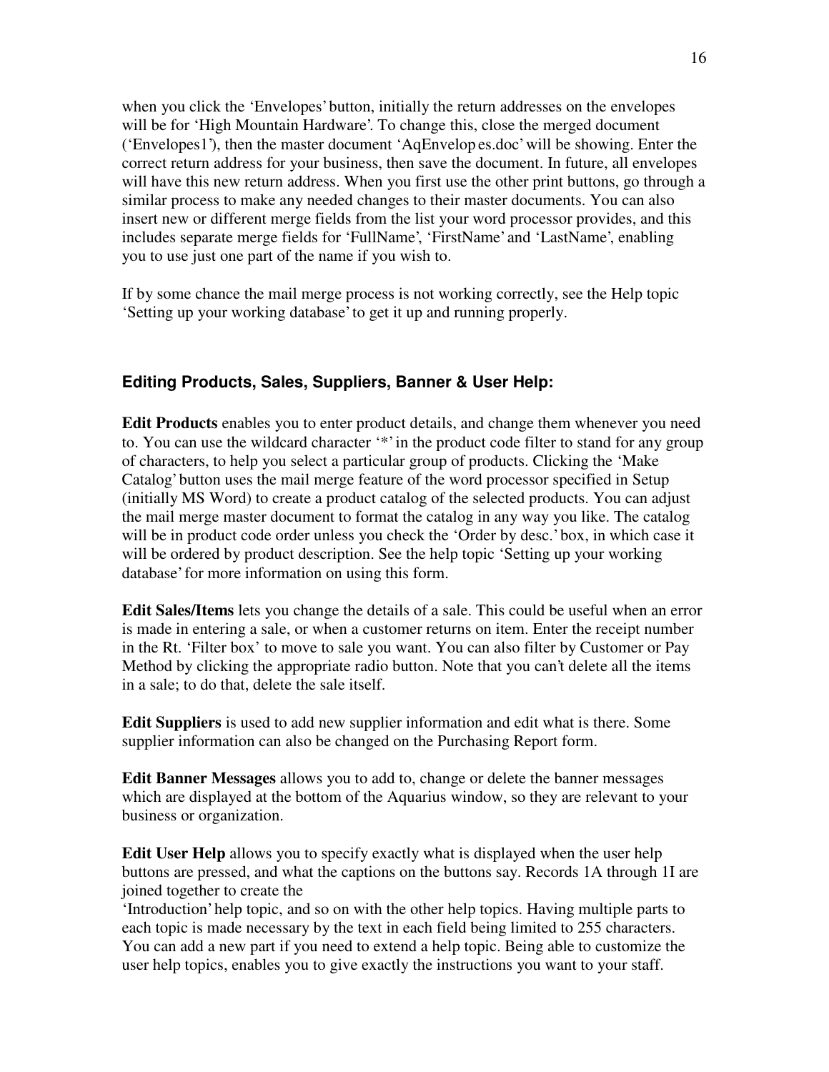when you click the 'Envelopes' button, initially the return addresses on the envelopes will be for 'High Mountain Hardware'. To change this, close the merged document ('Envelopes1'), then the master document 'AqEnvelopes.doc' will be showing. Enter the correct return address for your business, then save the document. In future, all envelopes will have this new return address. When you first use the other print buttons, go through a similar process to make any needed changes to their master documents. You can also insert new or different merge fields from the list your word processor provides, and this includes separate merge fields for 'FullName', 'FirstName' and 'LastName', enabling you to use just one part of the name if you wish to.

If by some chance the mail merge process is not working correctly, see the Help topic 'Setting up your working database' to get it up and running properly.

### Editing Products, Sales, Suppliers, Banner & User Help:

**Edit Products** enables you to enter product details, and change them whenever you need to. You can use the wildcard character '*' in the product code filter to stand for any group of characters, to help you select a particular group of products. Clicking the 'Make Catalog' button uses the mail merge feature of the word processor specified in Setup (initially MS Word) to create a product catalog of the selected products. You can adjust the mail merge master document to format the catalog in any way you like. The catalog will be in product code order unless you check the 'Order by desc.' box, in which case it will be ordered by product description. See the help topic 'Setting up your working database' for more information on using this form.

**Edit Sales/Items** lets you change the details of a sale. This could be useful when an error is made in entering a sale, or when a customer returns on item. Enter the receipt number in the Rt. 'Filter box' to move to sale you want. You can also filter by Customer or Pay Method by clicking the appropriate radio button. Note that you can't delete all the items in a sale; to do that, delete the sale itself.

**Edit Suppliers** is used to add new supplier information and edit what is there. Some supplier information can also be changed on the Purchasing Report form.

**Edit Banner Messages** allows you to add to, change or delete the banner messages which are displayed at the bottom of the Aquarius window, so they are relevant to your business or organization.

**Edit User Help** allows you to specify exactly what is displayed when the user help buttons are pressed, and what the captions on the buttons say. Records 1A through 1I are joined together to create the 'Introduction' help topic, and so on with the other help topics. Having multiple parts to each topic is made necessary by the text in each field being limited to 255 characters. You can add a new part if you need to extend a help topic. Being able to customize the user help topics, enables you to give exactly the instructions you want to your staff.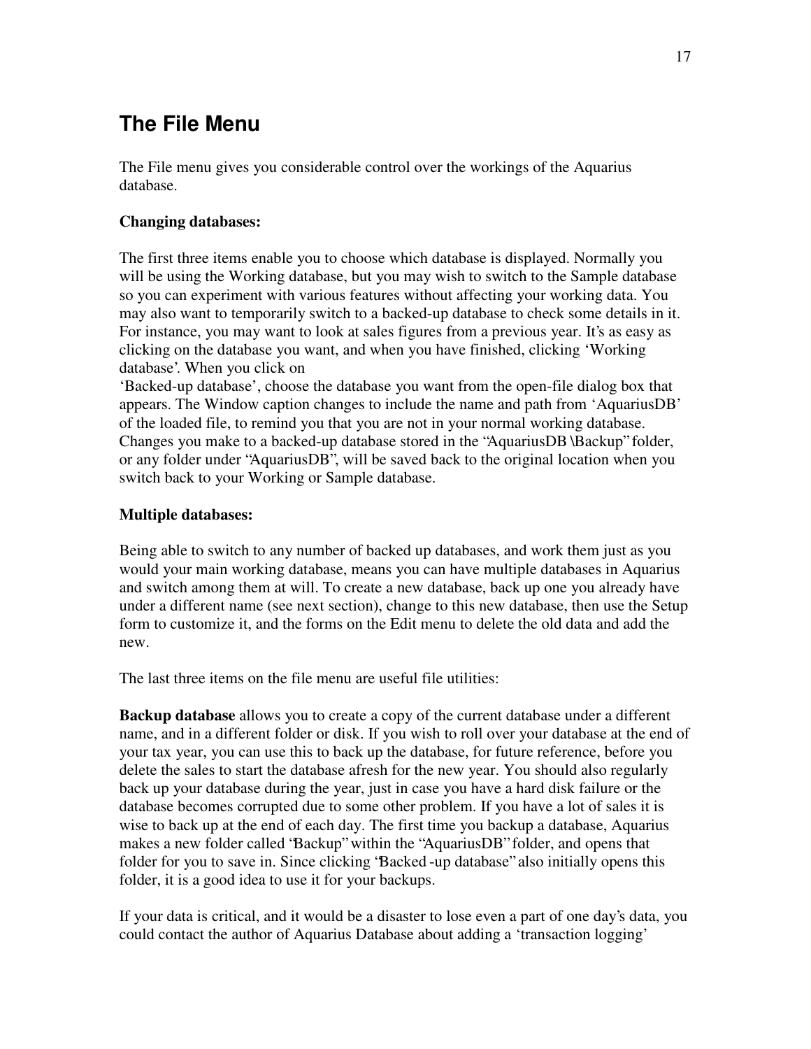## The File Menu

The File menu gives you considerable control over the workings of the Aquarius database.

**Changing databases:**

The first three items enable you to choose which database is displayed. Normally you will be using the Working database, but you may wish to switch to the Sample database so you can experiment with various features without affecting your working data. You may also want to temporarily switch to a backed-up database to check some details in it. For instance, you may want to look at sales figures from a previous year. It's as easy as clicking on the database you want, and when you have finished, clicking 'Working database'. When you click on 'Backed-up database', choose the database you want from the open-file dialog box that appears. The Window caption changes to include the name and path from 'AquariusDB' of the loaded file, to remind you that you are not in your normal working database. Changes you make to a backed-up database stored in the "AquariusDB\Backup" folder, or any folder under "AquariusDB", will be saved back to the original location when you switch back to your Working or Sample database.

**Multiple databases:**

Being able to switch to any number of backed up databases, and work them just as you would your main working database, means you can have multiple databases in Aquarius and switch among them at will. To create a new database, back up one you already have under a different name (see next section), change to this new database, then use the Setup form to customize it, and the forms on the Edit menu to delete the old data and add the new.

The last three items on the file menu are useful file utilities:

**Backup database** allows you to create a copy of the current database under a different name, and in a different folder or disk. If you wish to roll over your database at the end of your tax year, you can use this to back up the database, for future reference, before you delete the sales to start the database afresh for the new year. You should also regularly back up your database during the year, just in case you have a hard disk failure or the database becomes corrupted due to some other problem. If you have a lot of sales it is wise to back up at the end of each day. The first time you backup a database, Aquarius makes a new folder called "Backup" within the "AquariusDB" folder, and opens that folder for you to save in. Since clicking "Backed-up database" also initially opens this folder, it is a good idea to use it for your backups.

If your data is critical, and it would be a disaster to lose even a part of one day's data, you could contact the author of Aquarius Database about adding a 'transaction logging'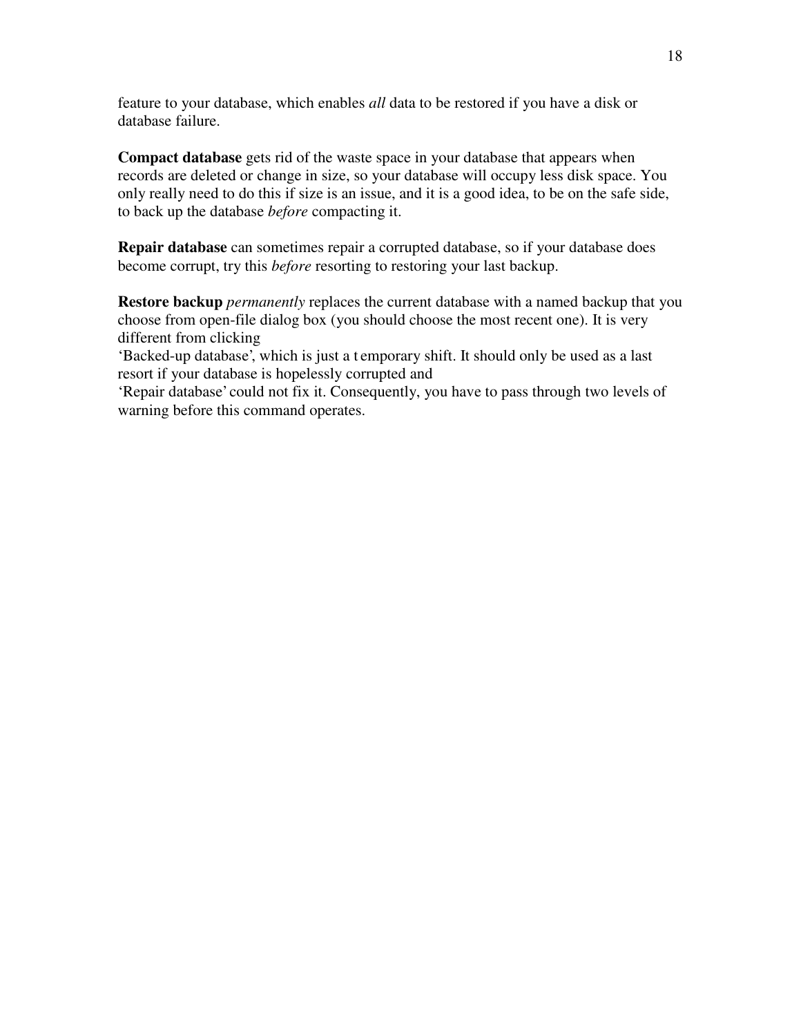feature to your database, which enables *all* data to be restored if you have a disk or database failure.

**Compact database** gets rid of the waste space in your database that appears when records are deleted or change in size, so your database will occupy less disk space. You only really need to do this if size is an issue, and it is a good idea, to be on the safe side, to back up the database *before* compacting it.

**Repair database** can sometimes repair a corrupted database, so if your database does become corrupt, try this *before* resorting to restoring your last backup.

**Restore backup** *permanently* replaces the current database with a named backup that you choose from open-file dialog box (you should choose the most recent one). It is very different from clicking 'Backed-up database', which is just a temporary shift. It should only be used as a last resort if your database is hopelessly corrupted and 'Repair database' could not fix it. Consequently, you have to pass through two levels of warning before this command operates.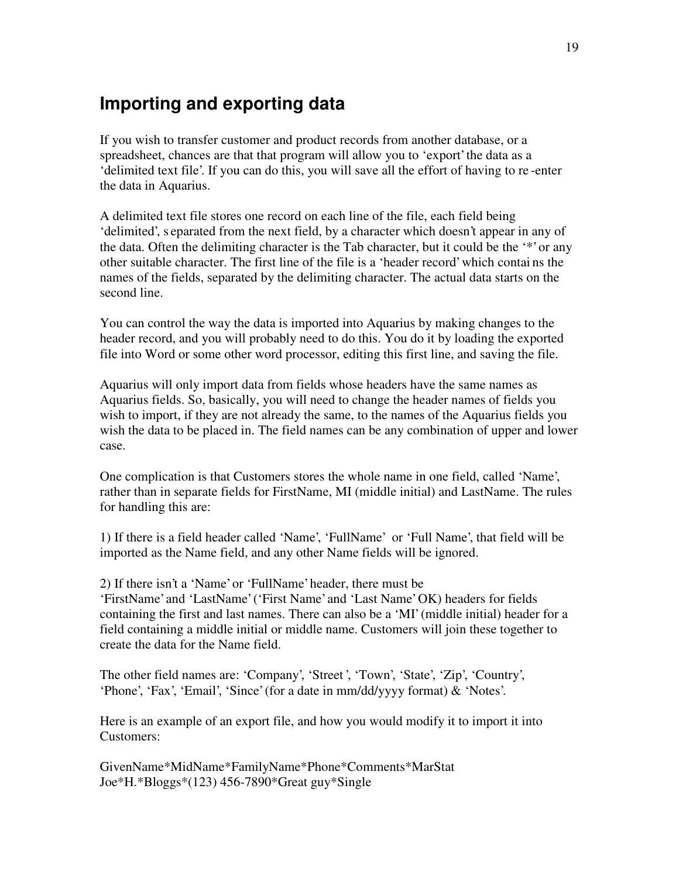## Importing and exporting data

If you wish to transfer customer and product records from another database, or a spreadsheet, chances are that that program will allow you to 'export' the data as a 'delimited text file'. If you can do this, you will save all the effort of having to re-enter the data in Aquarius.

A delimited text file stores one record on each line of the file, each field being 'delimited', separated from the next field, by a character which doesn't appear in any of the data. Often the delimiting character is the Tab character, but it could be the '*' or any other suitable character. The first line of the file is a 'header record' which contains the names of the fields, separated by the delimiting character. The actual data starts on the second line.

You can control the way the data is imported into Aquarius by making changes to the header record, and you will probably need to do this. You do it by loading the exported file into Word or some other word processor, editing this first line, and saving the file.

Aquarius will only import data from fields whose headers have the same names as Aquarius fields. So, basically, you will need to change the header names of fields you wish to import, if they are not already the same, to the names of the Aquarius fields you wish the data to be placed in. The field names can be any combination of upper and lower case.

One complication is that Customers stores the whole name in one field, called 'Name', rather than in separate fields for FirstName, MI (middle initial) and LastName. The rules for handling this are:

1) If there is a field header called 'Name', 'FullName' or 'Full Name', that field will be imported as the Name field, and any other Name fields will be ignored.

2) If there isn't a 'Name' or 'FullName' header, there must be 'FirstName' and 'LastName' ('First Name' and 'Last Name' OK) headers for fields containing the first and last names. There can also be a 'MI' (middle initial) header for a field containing a middle initial or middle name. Customers will join these together to create the data for the Name field.

The other field names are: 'Company', 'Street', 'Town', 'State', 'Zip', 'Country', 'Phone', 'Fax', 'Email', 'Since' (for a date in mm/dd/yyyy format) & 'Notes'.

Here is an example of an export file, and how you would modify it to import it into Customers:

GivenName*MidName*FamilyName*Phone*Comments*MarStat
Joe*H.*Bloggs*(123) 456-7890*Great guy*Single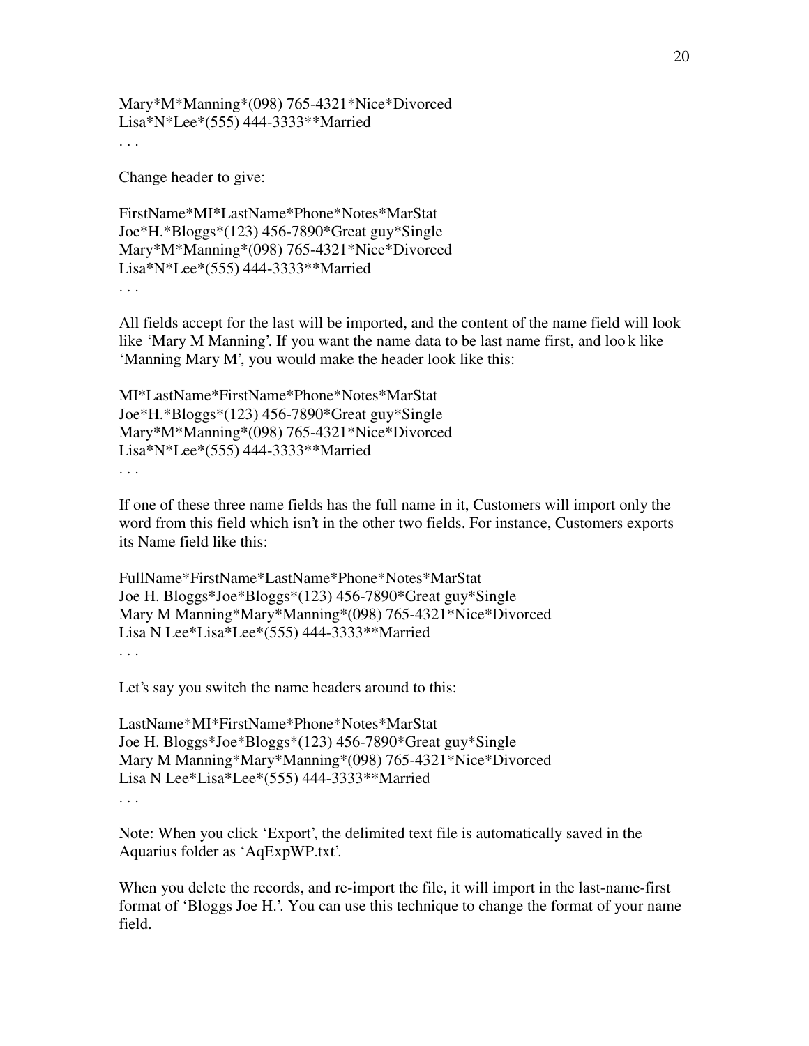Mary*M*Manning*(098) 765-4321*Nice*Divorced
Lisa*N*Lee*(555) 444-3333**Married
. . .

Change header to give:

FirstName*MI*LastName*Phone*Notes*MarStat
Joe*H.*Bloggs*(123) 456-7890*Great guy*Single
Mary*M*Manning*(098) 765-4321*Nice*Divorced
Lisa*N*Lee*(555) 444-3333**Married
. . .

All fields accept for the last will be imported, and the content of the name field will look like 'Mary M Manning'. If you want the name data to be last name first, and loo k like 'Manning Mary M', you would make the header look like this:

MI*LastName*FirstName*Phone*Notes*MarStat
Joe*H.*Bloggs*(123) 456-7890*Great guy*Single
Mary*M*Manning*(098) 765-4321*Nice*Divorced
Lisa*N*Lee*(555) 444-3333**Married
. . .

If one of these three name fields has the full name in it, Customers will import only the word from this field which isn't in the other two fields. For instance, Customers exports its Name field like this:

FullName*FirstName*LastName*Phone*Notes*MarStat
Joe H. Bloggs*Joe*Bloggs*(123) 456-7890*Great guy*Single
Mary M Manning*Mary*Manning*(098) 765-4321*Nice*Divorced
Lisa N Lee*Lisa*Lee*(555) 444-3333**Married
. . .

Let's say you switch the name headers around to this:

LastName*MI*FirstName*Phone*Notes*MarStat
Joe H. Bloggs*Joe*Bloggs*(123) 456-7890*Great guy*Single
Mary M Manning*Mary*Manning*(098) 765-4321*Nice*Divorced
Lisa N Lee*Lisa*Lee*(555) 444-3333**Married
. . .

Note: When you click 'Export', the delimited text file is automatically saved in the Aquarius folder as 'AqExpWP.txt'.

When you delete the records, and re-import the file, it will import in the last-name-first format of 'Bloggs Joe H.'. You can use this technique to change the format of your name field.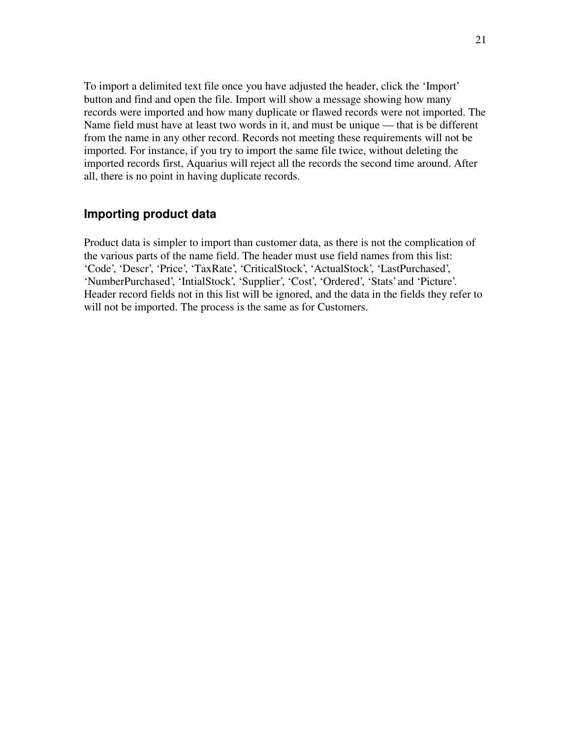To import a delimited text file once you have adjusted the header, click the 'Import' button and find and open the file. Import will show a message showing how many records were imported and how many duplicate or flawed records were not imported. The Name field must have at least two words in it, and must be unique — that is be different from the name in any other record. Records not meeting these requirements will not be imported. For instance, if you try to import the same file twice, without deleting the imported records first, Aquarius will reject all the records the second time around. After all, there is no point in having duplicate records.

## Importing product data

Product data is simpler to import than customer data, as there is not the complication of the various parts of the name field. The header must use field names from this list: 'Code', 'Descr', 'Price', 'TaxRate', 'CriticalStock', 'ActualStock', 'LastPurchased', 'NumberPurchased', 'IntialStock', 'Supplier', 'Cost', 'Ordered', 'Stats' and 'Picture'. Header record fields not in this list will be ignored, and the data in the fields they refer to will not be imported. The process is the same as for Customers.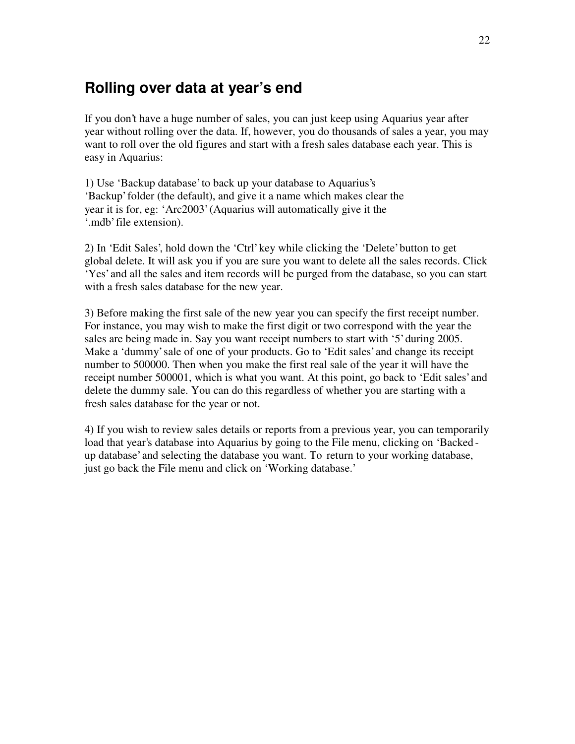## Rolling over data at year's end

If you don't have a huge number of sales, you can just keep using Aquarius year after year without rolling over the data. If, however, you do thousands of sales a year, you may want to roll over the old figures and start with a fresh sales database each year. This is easy in Aquarius:

1) Use 'Backup database' to back up your database to Aquarius's 'Backup' folder (the default), and give it a name which makes clear the year it is for, eg: 'Arc2003' (Aquarius will automatically give it the '.mdb' file extension).

2) In 'Edit Sales', hold down the 'Ctrl' key while clicking the 'Delete' button to get global delete. It will ask you if you are sure you want to delete all the sales records. Click 'Yes' and all the sales and item records will be purged from the database, so you can start with a fresh sales database for the new year.

3) Before making the first sale of the new year you can specify the first receipt number. For instance, you may wish to make the first digit or two correspond with the year the sales are being made in. Say you want receipt numbers to start with '5' during 2005. Make a 'dummy' sale of one of your products. Go to 'Edit sales' and change its receipt number to 500000. Then when you make the first real sale of the year it will have the receipt number 500001, which is what you want. At this point, go back to 'Edit sales' and delete the dummy sale. You can do this regardless of whether you are starting with a fresh sales database for the year or not.

4) If you wish to review sales details or reports from a previous year, you can temporarily load that year's database into Aquarius by going to the File menu, clicking on 'Backed-up database' and selecting the database you want. To return to your working database, just go back the File menu and click on 'Working database.'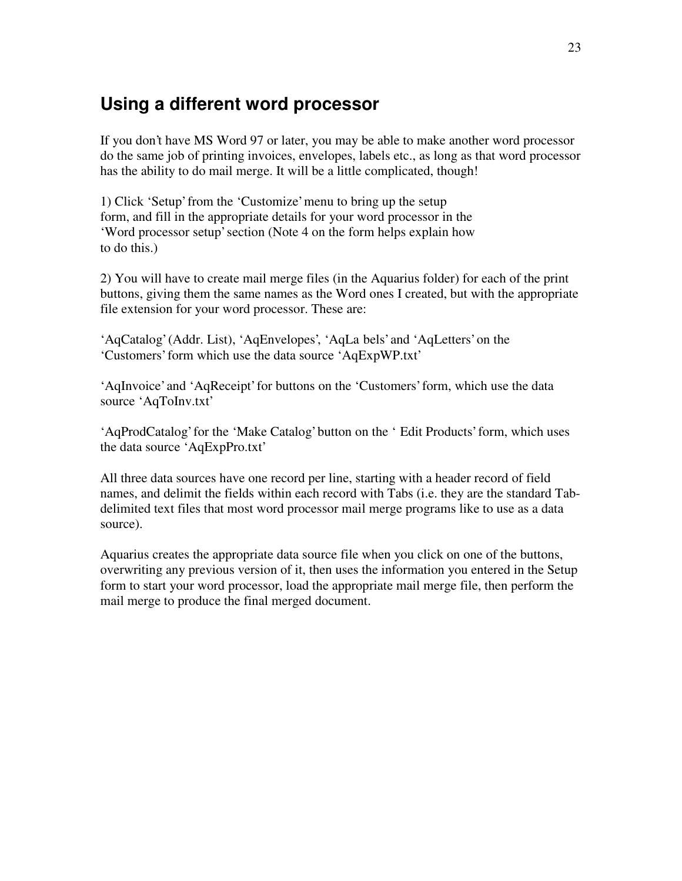## Using a different word processor

If you don't have MS Word 97 or later, you may be able to make another word processor do the same job of printing invoices, envelopes, labels etc., as long as that word processor has the ability to do mail merge. It will be a little complicated, though!

1) Click 'Setup' from the 'Customize' menu to bring up the setup form, and fill in the appropriate details for your word processor in the 'Word processor setup' section (Note 4 on the form helps explain how to do this.)

2) You will have to create mail merge files (in the Aquarius folder) for each of the print buttons, giving them the same names as the Word ones I created, but with the appropriate file extension for your word processor. These are:

'AqCatalog' (Addr. List), 'AqEnvelopes', 'AqLa bels' and 'AqLetters' on the 'Customers' form which use the data source 'AqExpWP.txt'

'AqInvoice' and 'AqReceipt' for buttons on the 'Customers' form, which use the data source 'AqToInv.txt'

'AqProdCatalog' for the 'Make Catalog' button on the ' Edit Products' form, which uses the data source 'AqExpPro.txt'

All three data sources have one record per line, starting with a header record of field names, and delimit the fields within each record with Tabs (i.e. they are the standard Tab-delimited text files that most word processor mail merge programs like to use as a data source).

Aquarius creates the appropriate data source file when you click on one of the buttons, overwriting any previous version of it, then uses the information you entered in the Setup form to start your word processor, load the appropriate mail merge file, then perform the mail merge to produce the final merged document.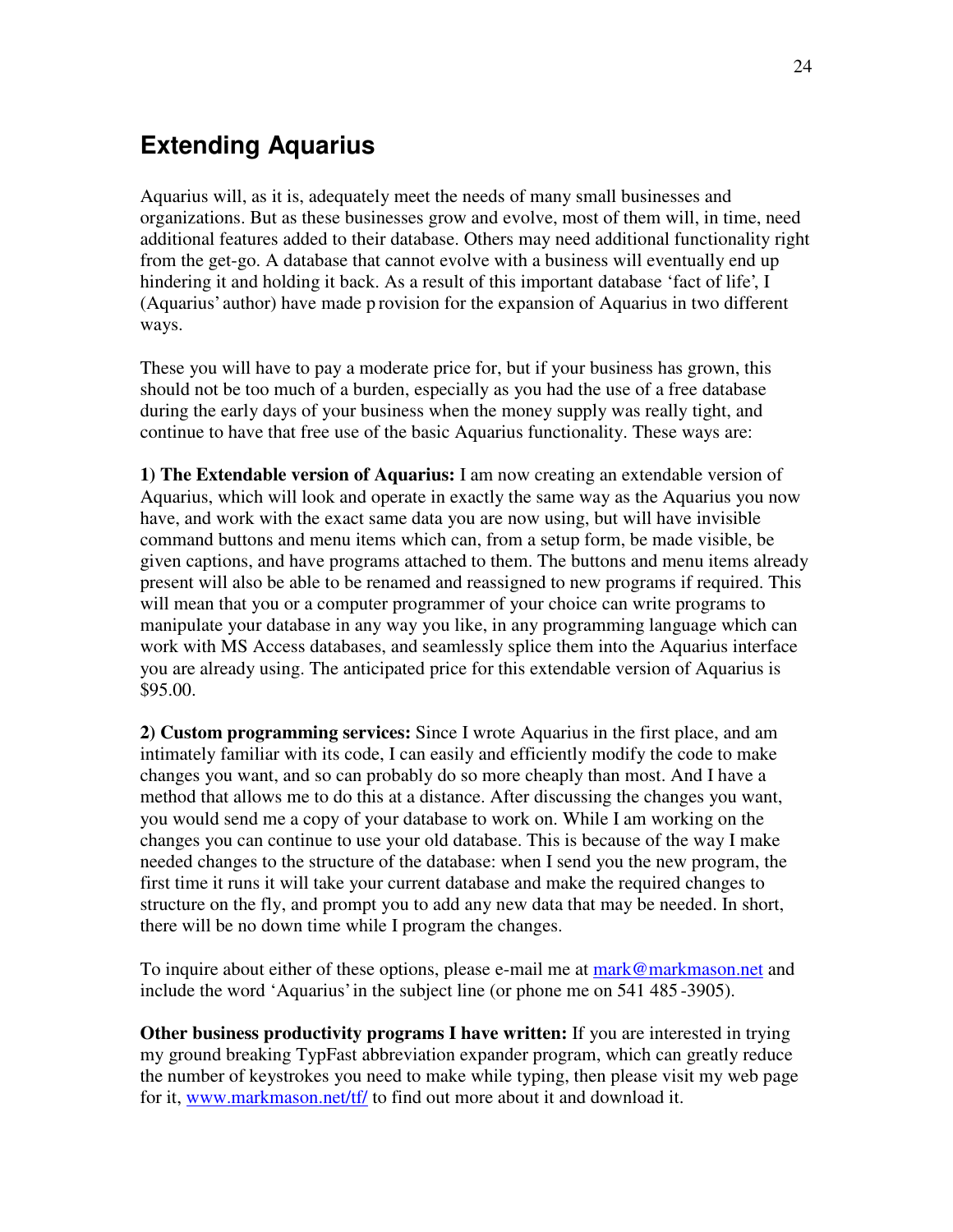## Extending Aquarius

Aquarius will, as it is, adequately meet the needs of many small businesses and organizations. But as these businesses grow and evolve, most of them will, in time, need additional features added to their database. Others may need additional functionality right from the get-go. A database that cannot evolve with a business will eventually end up hindering it and holding it back. As a result of this important database 'fact of life', I (Aquarius' author) have made provision for the expansion of Aquarius in two different ways.

These you will have to pay a moderate price for, but if your business has grown, this should not be too much of a burden, especially as you had the use of a free database during the early days of your business when the money supply was really tight, and continue to have that free use of the basic Aquarius functionality. These ways are:

**1) The Extendable version of Aquarius:** I am now creating an extendable version of Aquarius, which will look and operate in exactly the same way as the Aquarius you now have, and work with the exact same data you are now using, but will have invisible command buttons and menu items which can, from a setup form, be made visible, be given captions, and have programs attached to them. The buttons and menu items already present will also be able to be renamed and reassigned to new programs if required. This will mean that you or a computer programmer of your choice can write programs to manipulate your database in any way you like, in any programming language which can work with MS Access databases, and seamlessly splice them into the Aquarius interface you are already using. The anticipated price for this extendable version of Aquarius is $95.00.

**2) Custom programming services:** Since I wrote Aquarius in the first place, and am intimately familiar with its code, I can easily and efficiently modify the code to make changes you want, and so can probably do so more cheaply than most. And I have a method that allows me to do this at a distance. After discussing the changes you want, you would send me a copy of your database to work on. While I am working on the changes you can continue to use your old database. This is because of the way I make needed changes to the structure of the database: when I send you the new program, the first time it runs it will take your current database and make the required changes to structure on the fly, and prompt you to add any new data that may be needed. In short, there will be no down time while I program the changes.

To inquire about either of these options, please e-mail me at mark@markmason.net and include the word 'Aquarius' in the subject line (or phone me on 541 485-3905).

**Other business productivity programs I have written:** If you are interested in trying my ground breaking TypFast abbreviation expander program, which can greatly reduce the number of keystrokes you need to make while typing, then please visit my web page for it, www.markmason.net/tf/ to find out more about it and download it.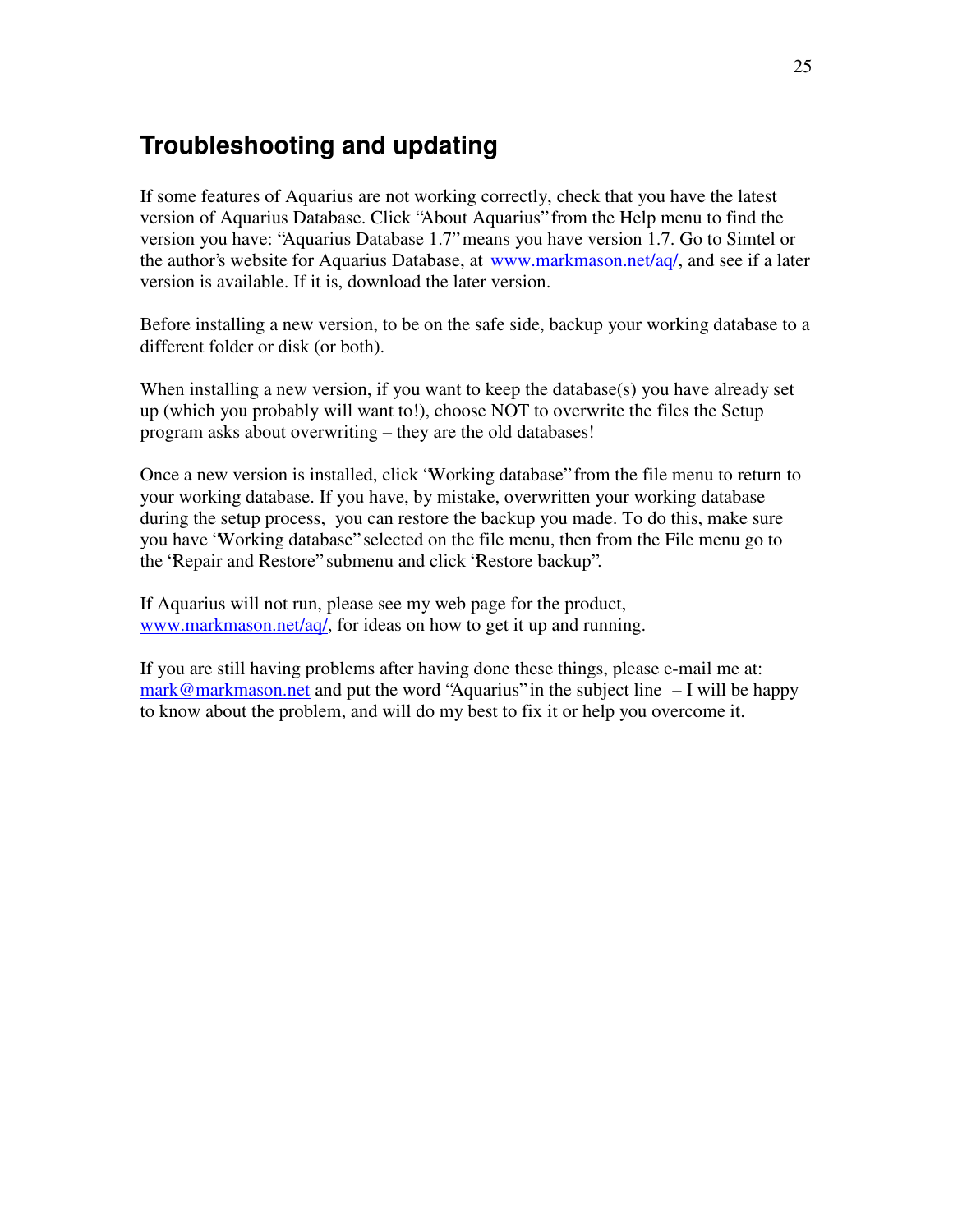## Troubleshooting and updating

If some features of Aquarius are not working correctly, check that you have the latest version of Aquarius Database. Click "About Aquarius" from the Help menu to find the version you have: "Aquarius Database 1.7" means you have version 1.7. Go to Simtel or the author's website for Aquarius Database, at www.markmason.net/aq/, and see if a later version is available. If it is, download the later version.

Before installing a new version, to be on the safe side, backup your working database to a different folder or disk (or both).

When installing a new version, if you want to keep the database(s) you have already set up (which you probably will want to!), choose NOT to overwrite the files the Setup program asks about overwriting – they are the old databases!

Once a new version is installed, click "Working database" from the file menu to return to your working database. If you have, by mistake, overwritten your working database during the setup process, you can restore the backup you made. To do this, make sure you have "Working database" selected on the file menu, then from the File menu go to the "Repair and Restore" submenu and click "Restore backup".

If Aquarius will not run, please see my web page for the product, www.markmason.net/aq/, for ideas on how to get it up and running.

If you are still having problems after having done these things, please e-mail me at: mark@markmason.net and put the word "Aquarius" in the subject line – I will be happy to know about the problem, and will do my best to fix it or help you overcome it.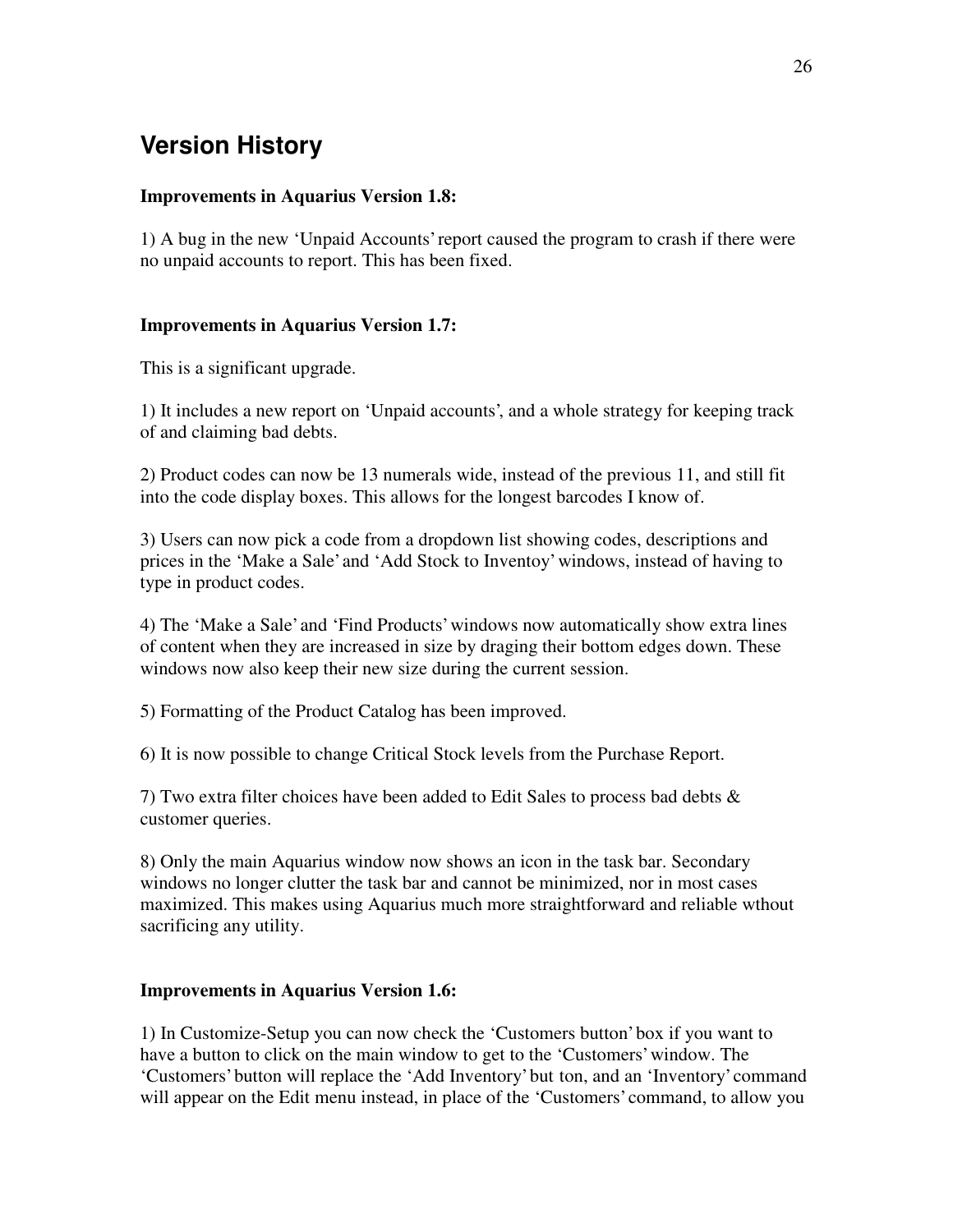# Version History

**Improvements in Aquarius Version 1.8:**

1) A bug in the new 'Unpaid Accounts' report caused the program to crash if there were no unpaid accounts to report. This has been fixed.

**Improvements in Aquarius Version 1.7:**

This is a significant upgrade.

1) It includes a new report on 'Unpaid accounts', and a whole strategy for keeping track of and claiming bad debts.

2) Product codes can now be 13 numerals wide, instead of the previous 11, and still fit into the code display boxes. This allows for the longest barcodes I know of.

3) Users can now pick a code from a dropdown list showing codes, descriptions and prices in the 'Make a Sale' and 'Add Stock to Inventoy' windows, instead of having to type in product codes.

4) The 'Make a Sale' and 'Find Products' windows now automatically show extra lines of content when they are increased in size by draging their bottom edges down. These windows now also keep their new size during the current session.

5) Formatting of the Product Catalog has been improved.

6) It is now possible to change Critical Stock levels from the Purchase Report.

7) Two extra filter choices have been added to Edit Sales to process bad debts & customer queries.

8) Only the main Aquarius window now shows an icon in the task bar. Secondary windows no longer clutter the task bar and cannot be minimized, nor in most cases maximized. This makes using Aquarius much more straightforward and reliable wthout sacrificing any utility.

**Improvements in Aquarius Version 1.6:**

1) In Customize-Setup you can now check the 'Customers button' box if you want to have a button to click on the main window to get to the 'Customers' window. The 'Customers' button will replace the 'Add Inventory' but ton, and an 'Inventory' command will appear on the Edit menu instead, in place of the 'Customers' command, to allow you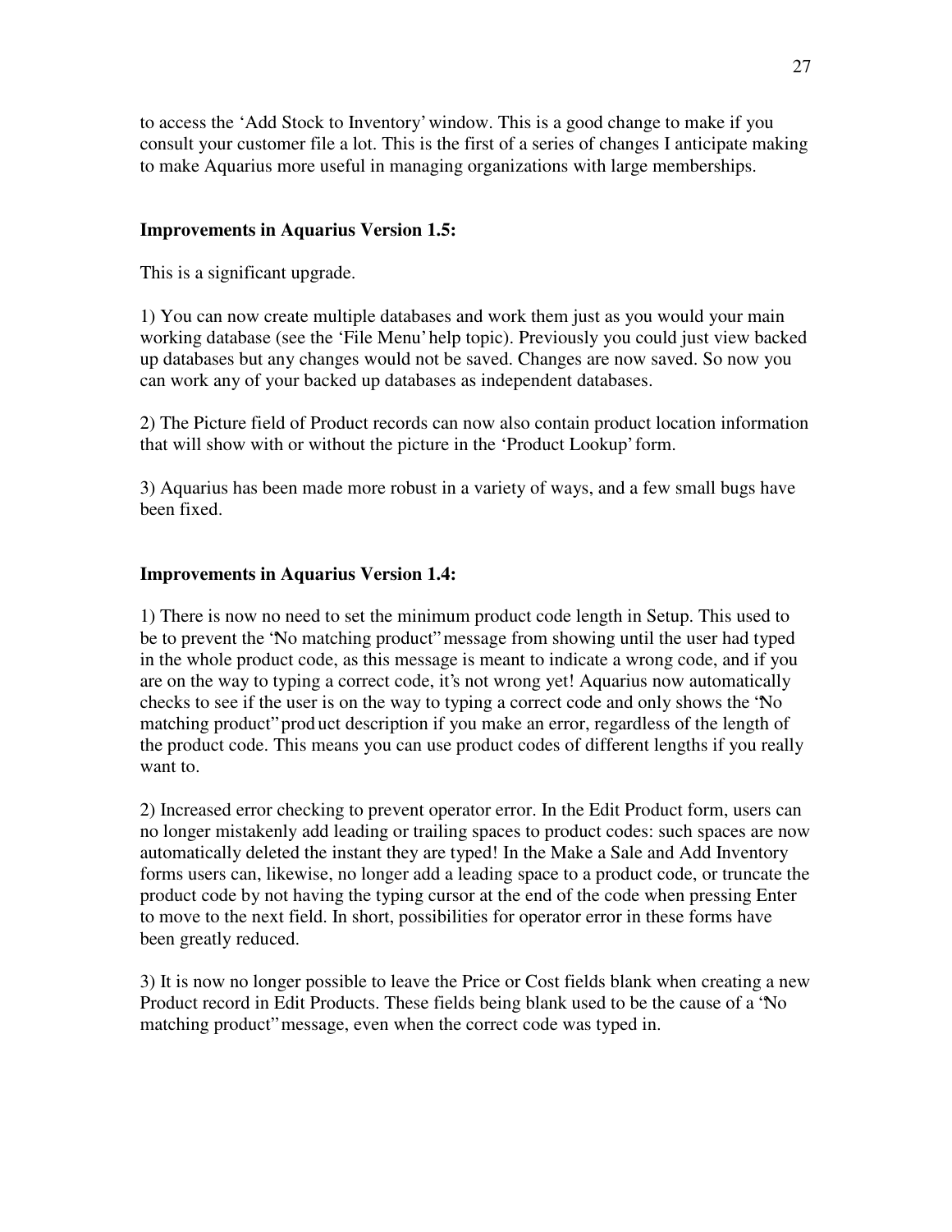to access the 'Add Stock to Inventory' window. This is a good change to make if you consult your customer file a lot. This is the first of a series of changes I anticipate making to make Aquarius more useful in managing organizations with large memberships.

**Improvements in Aquarius Version 1.5:**

This is a significant upgrade.

1) You can now create multiple databases and work them just as you would your main working database (see the 'File Menu' help topic). Previously you could just view backed up databases but any changes would not be saved. Changes are now saved. So now you can work any of your backed up databases as independent databases.

2) The Picture field of Product records can now also contain product location information that will show with or without the picture in the 'Product Lookup' form.

3) Aquarius has been made more robust in a variety of ways, and a few small bugs have been fixed.

**Improvements in Aquarius Version 1.4:**

1) There is now no need to set the minimum product code length in Setup. This used to be to prevent the "No matching product" message from showing until the user had typed in the whole product code, as this message is meant to indicate a wrong code, and if you are on the way to typing a correct code, it's not wrong yet! Aquarius now automatically checks to see if the user is on the way to typing a correct code and only shows the "No matching product" product description if you make an error, regardless of the length of the product code. This means you can use product codes of different lengths if you really want to.

2) Increased error checking to prevent operator error. In the Edit Product form, users can no longer mistakenly add leading or trailing spaces to product codes: such spaces are now automatically deleted the instant they are typed! In the Make a Sale and Add Inventory forms users can, likewise, no longer add a leading space to a product code, or truncate the product code by not having the typing cursor at the end of the code when pressing Enter to move to the next field. In short, possibilities for operator error in these forms have been greatly reduced.

3) It is now no longer possible to leave the Price or Cost fields blank when creating a new Product record in Edit Products. These fields being blank used to be the cause of a "No matching product" message, even when the correct code was typed in.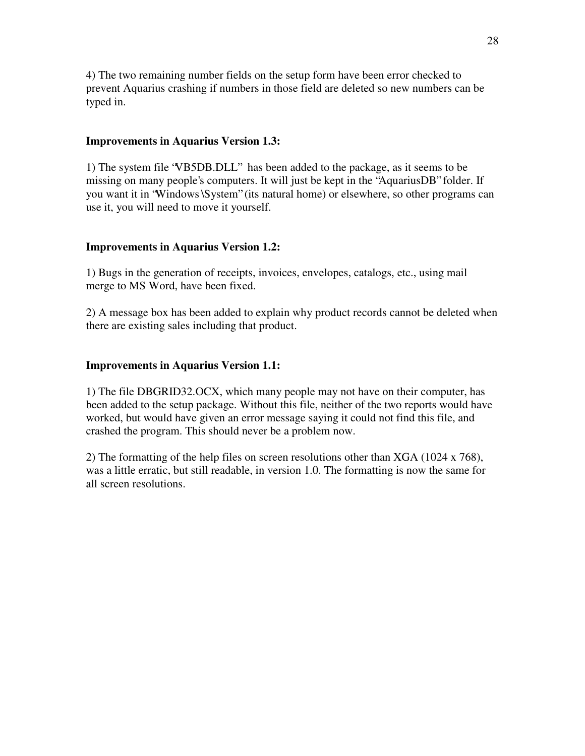4) The two remaining number fields on the setup form have been error checked to prevent Aquarius crashing if numbers in those field are deleted so new numbers can be typed in.

**Improvements in Aquarius Version 1.3:**

1) The system file "VB5DB.DLL" has been added to the package, as it seems to be missing on many people's computers. It will just be kept in the "AquariusDB" folder. If you want it in "Windows\System" (its natural home) or elsewhere, so other programs can use it, you will need to move it yourself.

**Improvements in Aquarius Version 1.2:**

1) Bugs in the generation of receipts, invoices, envelopes, catalogs, etc., using mail merge to MS Word, have been fixed.

2) A message box has been added to explain why product records cannot be deleted when there are existing sales including that product.

**Improvements in Aquarius Version 1.1:**

1) The file DBGRID32.OCX, which many people may not have on their computer, has been added to the setup package. Without this file, neither of the two reports would have worked, but would have given an error message saying it could not find this file, and crashed the program. This should never be a problem now.

2) The formatting of the help files on screen resolutions other than XGA (1024 x 768), was a little erratic, but still readable, in version 1.0. The formatting is now the same for all screen resolutions.